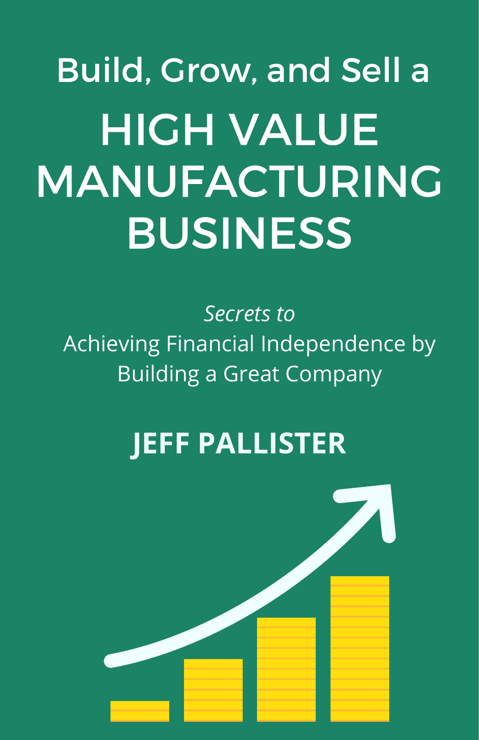# Build, Grow, and Sell a HIGH VALUE MANUFACTURING BUSINESS

*Secrets to*

Achieving Financial Independence by Building a Great Company

**JEFF PALLISTER**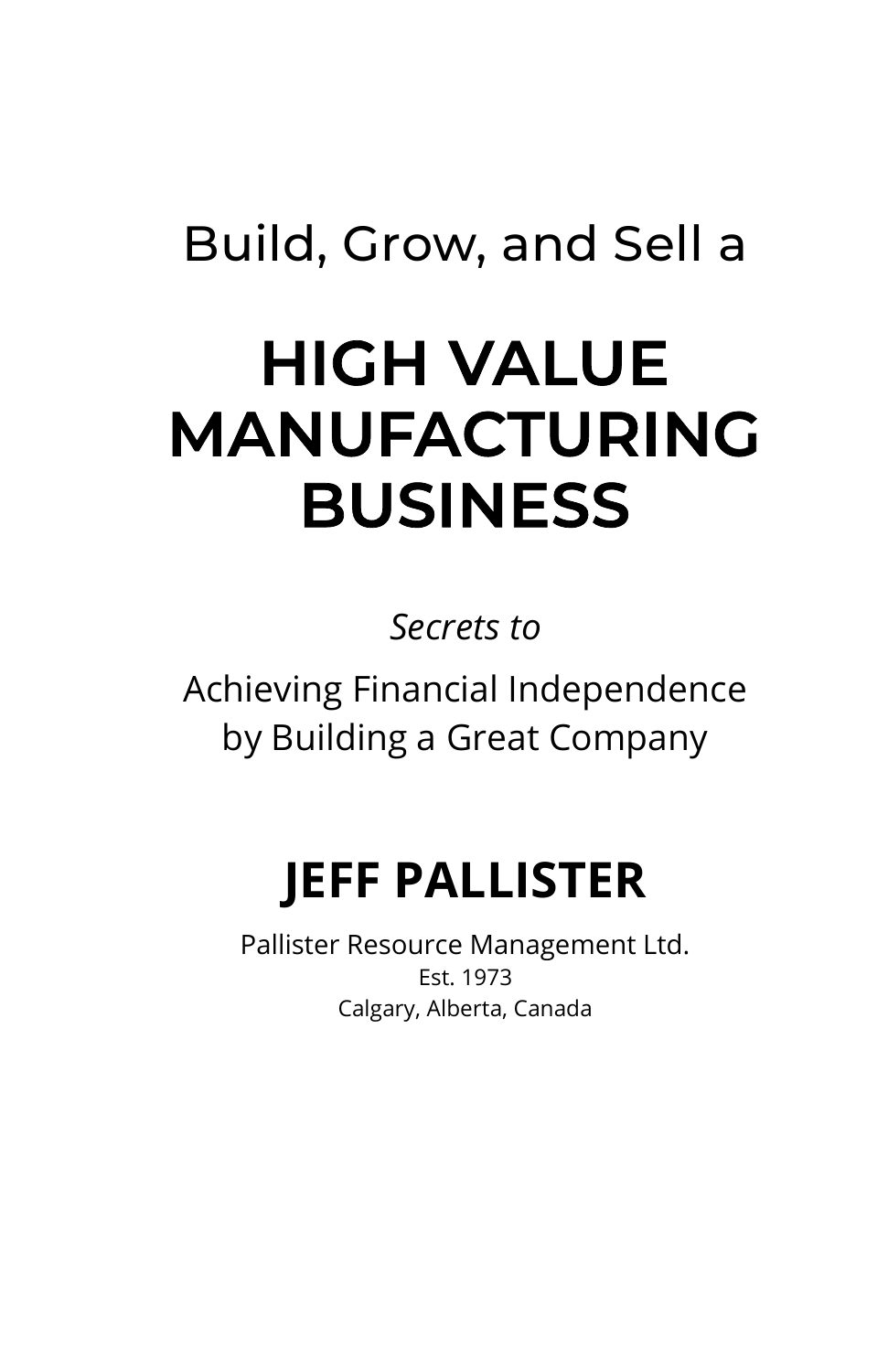Build, Grow, and Sell a

# HIGH VALUE MANUFACTURING BUSINESS

*Secrets to*

Achieving Financial Independence by Building a Great Company

## JEFF PALLISTER

Pallister Resource Management Ltd.
Est. 1973
Calgary, Alberta, Canada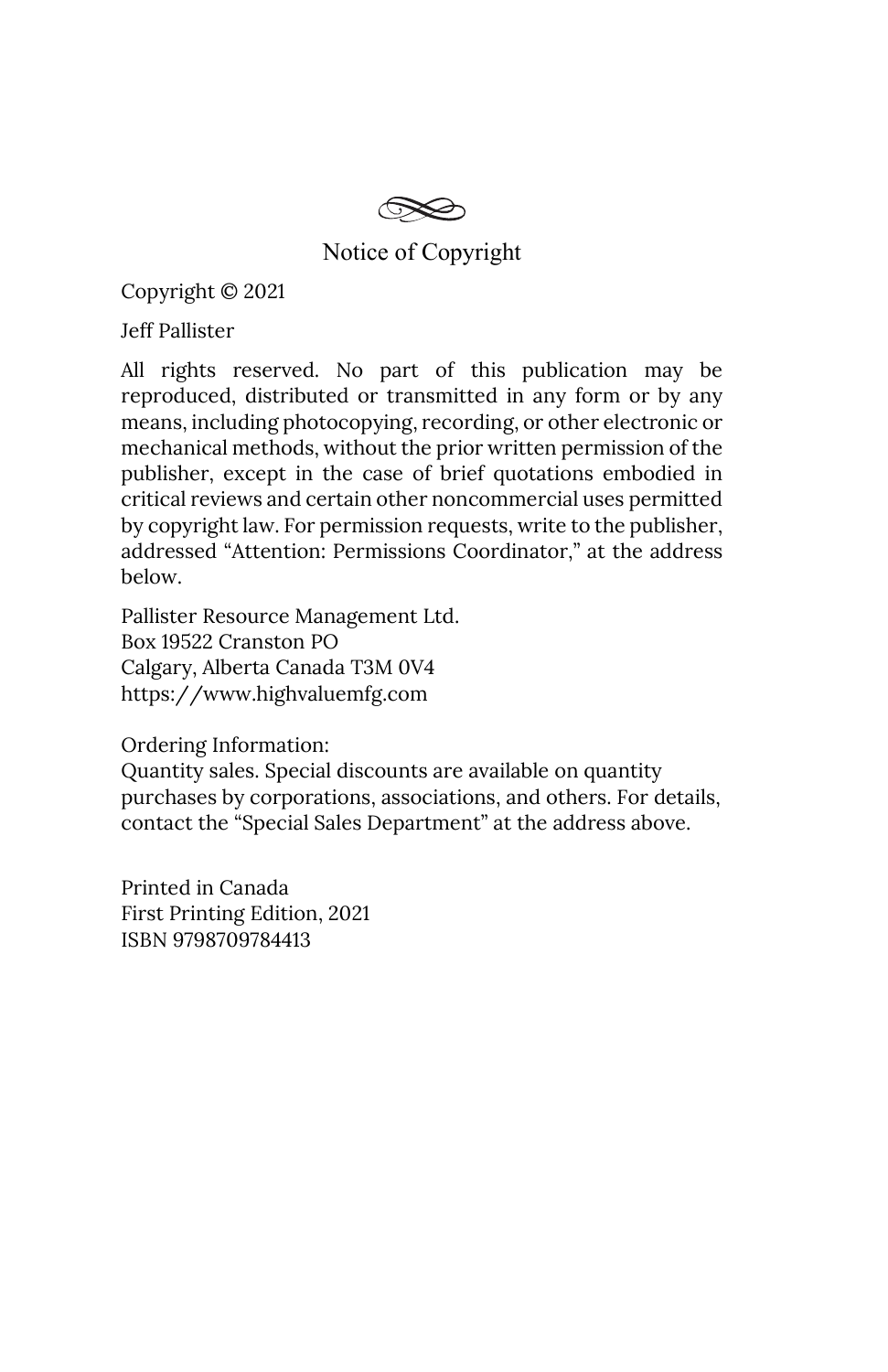## Notice of Copyright

Copyright © 2021

Jeff Pallister

All rights reserved. No part of this publication may be reproduced, distributed or transmitted in any form or by any means, including photocopying, recording, or other electronic or mechanical methods, without the prior written permission of the publisher, except in the case of brief quotations embodied in critical reviews and certain other noncommercial uses permitted by copyright law. For permission requests, write to the publisher, addressed "Attention: Permissions Coordinator," at the address below.

Pallister Resource Management Ltd.
Box 19522 Cranston PO
Calgary, Alberta Canada T3M 0V4
https://www.highvaluemfg.com

Ordering Information:
Quantity sales. Special discounts are available on quantity purchases by corporations, associations, and others. For details, contact the "Special Sales Department" at the address above.

Printed in Canada
First Printing Edition, 2021
ISBN 9798709784413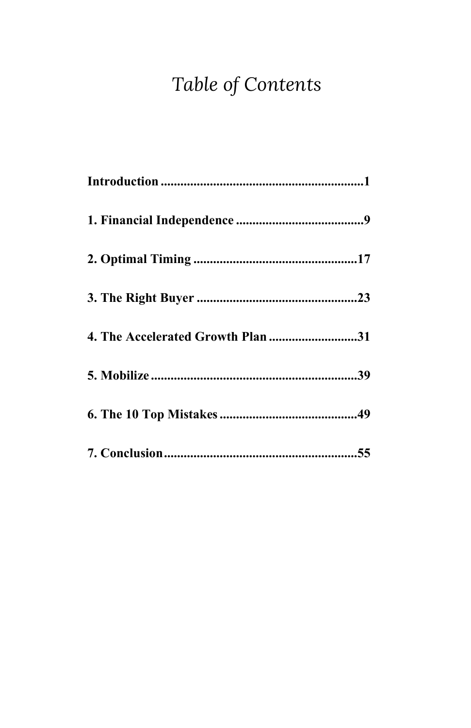# *Table of Contents*

**Introduction .............................................................1**

**1. Financial Independence .......................................9**

**2. Optimal Timing ..................................................17**

**3. The Right Buyer .................................................23**

**4. The Accelerated Growth Plan ...........................31**

**5. Mobilize ...............................................................39**

**6. The 10 Top Mistakes ..........................................49**

**7. Conclusion ...........................................................55**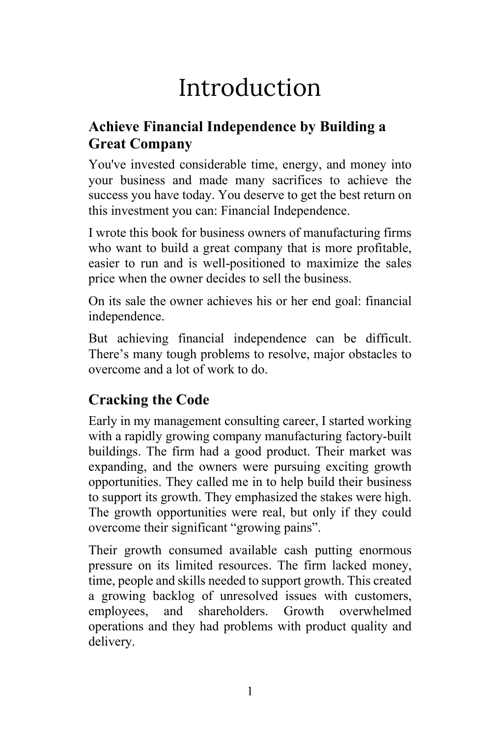# Introduction

## Achieve Financial Independence by Building a Great Company

You've invested considerable time, energy, and money into your business and made many sacrifices to achieve the success you have today. You deserve to get the best return on this investment you can: Financial Independence.

I wrote this book for business owners of manufacturing firms who want to build a great company that is more profitable, easier to run and is well-positioned to maximize the sales price when the owner decides to sell the business.

On its sale the owner achieves his or her end goal: financial independence.

But achieving financial independence can be difficult. There's many tough problems to resolve, major obstacles to overcome and a lot of work to do.

## Cracking the Code

Early in my management consulting career, I started working with a rapidly growing company manufacturing factory-built buildings. The firm had a good product. Their market was expanding, and the owners were pursuing exciting growth opportunities. They called me in to help build their business to support its growth. They emphasized the stakes were high. The growth opportunities were real, but only if they could overcome their significant "growing pains".

Their growth consumed available cash putting enormous pressure on its limited resources. The firm lacked money, time, people and skills needed to support growth. This created a growing backlog of unresolved issues with customers, employees, and shareholders. Growth overwhelmed operations and they had problems with product quality and delivery.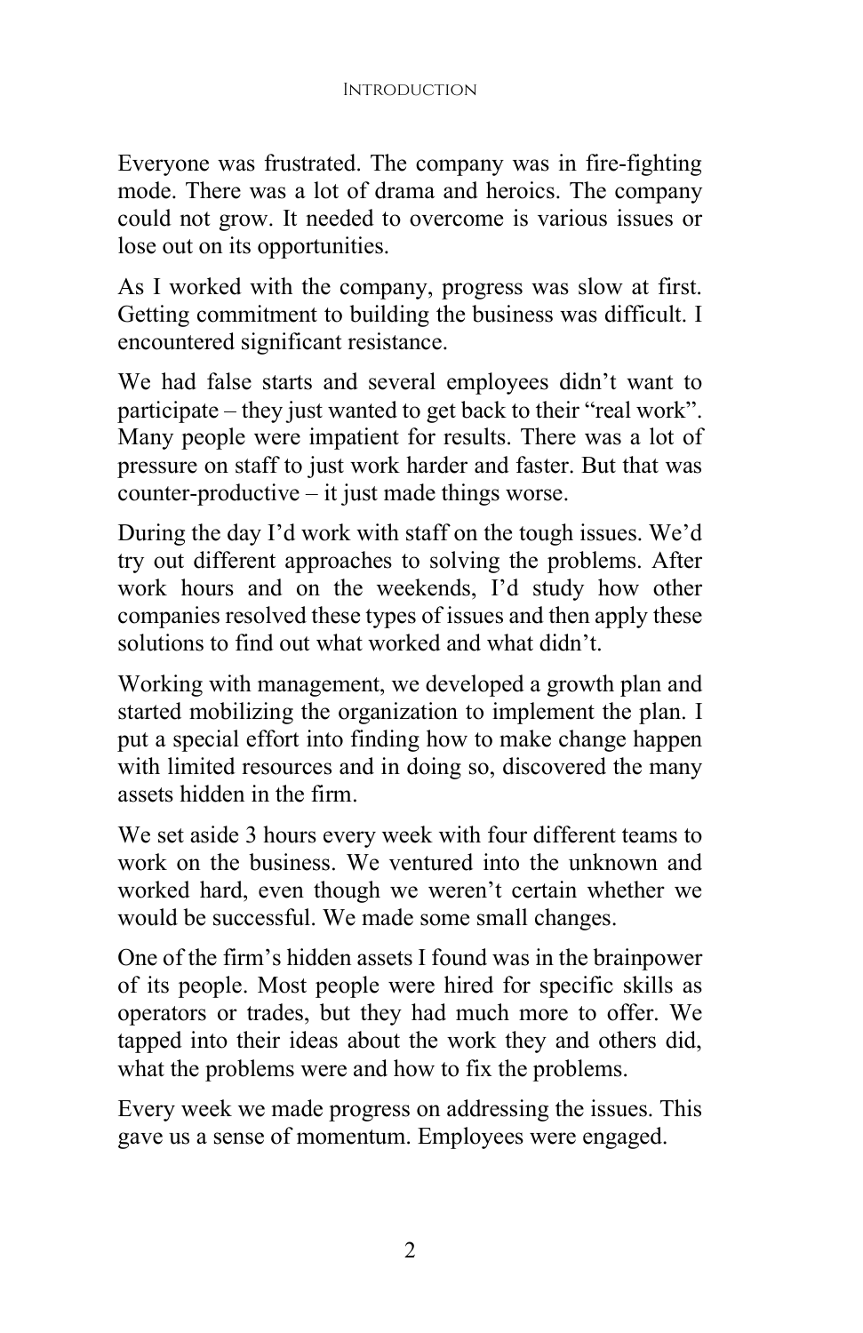Everyone was frustrated. The company was in fire-fighting mode. There was a lot of drama and heroics. The company could not grow. It needed to overcome is various issues or lose out on its opportunities.

As I worked with the company, progress was slow at first. Getting commitment to building the business was difficult. I encountered significant resistance.

We had false starts and several employees didn't want to participate – they just wanted to get back to their "real work". Many people were impatient for results. There was a lot of pressure on staff to just work harder and faster. But that was counter-productive – it just made things worse.

During the day I'd work with staff on the tough issues. We'd try out different approaches to solving the problems. After work hours and on the weekends, I'd study how other companies resolved these types of issues and then apply these solutions to find out what worked and what didn't.

Working with management, we developed a growth plan and started mobilizing the organization to implement the plan. I put a special effort into finding how to make change happen with limited resources and in doing so, discovered the many assets hidden in the firm.

We set aside 3 hours every week with four different teams to work on the business. We ventured into the unknown and worked hard, even though we weren't certain whether we would be successful. We made some small changes.

One of the firm's hidden assets I found was in the brainpower of its people. Most people were hired for specific skills as operators or trades, but they had much more to offer. We tapped into their ideas about the work they and others did, what the problems were and how to fix the problems.

Every week we made progress on addressing the issues. This gave us a sense of momentum. Employees were engaged.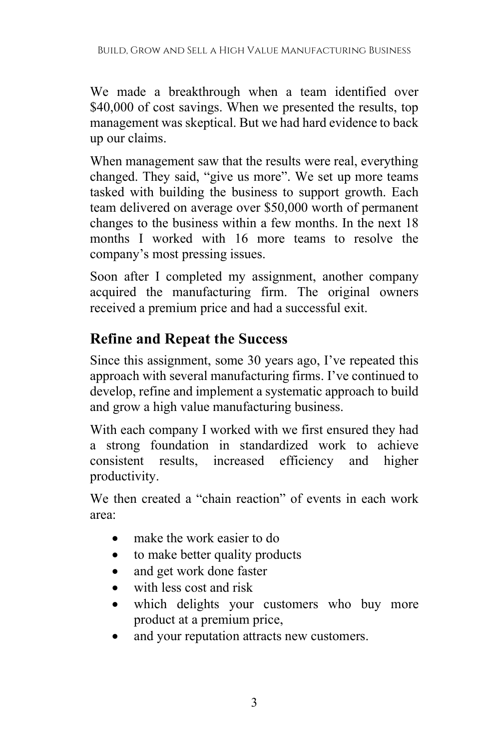We made a breakthrough when a team identified over $40,000 of cost savings. When we presented the results, top management was skeptical. But we had hard evidence to back up our claims.

When management saw that the results were real, everything changed. They said, “give us more”. We set up more teams tasked with building the business to support growth. Each team delivered on average over $50,000 worth of permanent changes to the business within a few months. In the next 18 months I worked with 16 more teams to resolve the company’s most pressing issues.

Soon after I completed my assignment, another company acquired the manufacturing firm. The original owners received a premium price and had a successful exit.

## Refine and Repeat the Success

Since this assignment, some 30 years ago, I’ve repeated this approach with several manufacturing firms. I’ve continued to develop, refine and implement a systematic approach to build and grow a high value manufacturing business.

With each company I worked with we first ensured they had a strong foundation in standardized work to achieve consistent results, increased efficiency and higher productivity.

We then created a “chain reaction” of events in each work area:

- make the work easier to do
- to make better quality products
- and get work done faster
- with less cost and risk
- which delights your customers who buy more product at a premium price,
- and your reputation attracts new customers.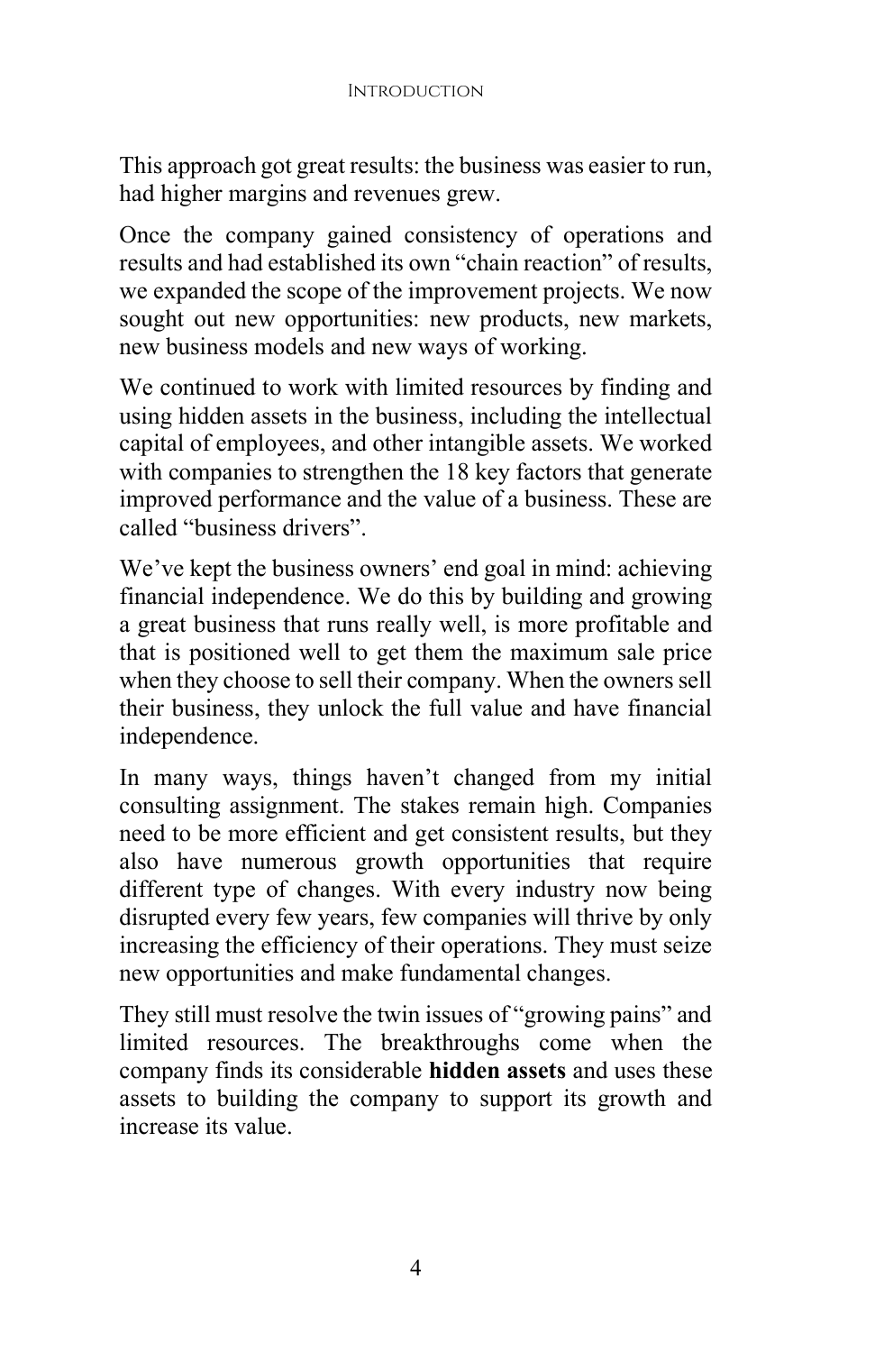This approach got great results: the business was easier to run, had higher margins and revenues grew.

Once the company gained consistency of operations and results and had established its own "chain reaction" of results, we expanded the scope of the improvement projects. We now sought out new opportunities: new products, new markets, new business models and new ways of working.

We continued to work with limited resources by finding and using hidden assets in the business, including the intellectual capital of employees, and other intangible assets. We worked with companies to strengthen the 18 key factors that generate improved performance and the value of a business. These are called "business drivers".

We've kept the business owners' end goal in mind: achieving financial independence. We do this by building and growing a great business that runs really well, is more profitable and that is positioned well to get them the maximum sale price when they choose to sell their company. When the owners sell their business, they unlock the full value and have financial independence.

In many ways, things haven't changed from my initial consulting assignment. The stakes remain high. Companies need to be more efficient and get consistent results, but they also have numerous growth opportunities that require different type of changes. With every industry now being disrupted every few years, few companies will thrive by only increasing the efficiency of their operations. They must seize new opportunities and make fundamental changes.

They still must resolve the twin issues of "growing pains" and limited resources. The breakthroughs come when the company finds its considerable **hidden assets** and uses these assets to building the company to support its growth and increase its value.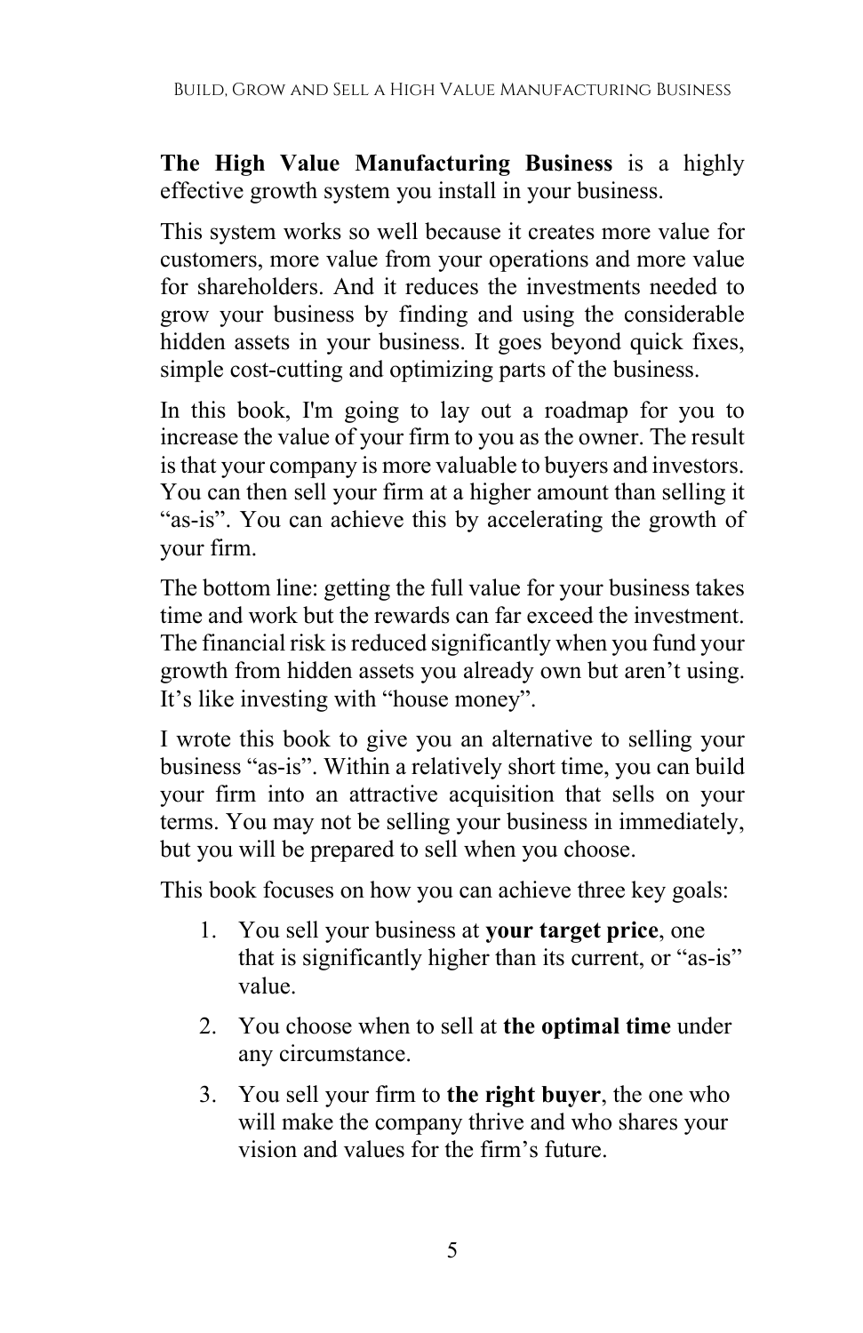**The High Value Manufacturing Business** is a highly effective growth system you install in your business.

This system works so well because it creates more value for customers, more value from your operations and more value for shareholders. And it reduces the investments needed to grow your business by finding and using the considerable hidden assets in your business. It goes beyond quick fixes, simple cost-cutting and optimizing parts of the business.

In this book, I'm going to lay out a roadmap for you to increase the value of your firm to you as the owner. The result is that your company is more valuable to buyers and investors. You can then sell your firm at a higher amount than selling it "as-is". You can achieve this by accelerating the growth of your firm.

The bottom line: getting the full value for your business takes time and work but the rewards can far exceed the investment. The financial risk is reduced significantly when you fund your growth from hidden assets you already own but aren't using. It's like investing with "house money".

I wrote this book to give you an alternative to selling your business "as-is". Within a relatively short time, you can build your firm into an attractive acquisition that sells on your terms. You may not be selling your business in immediately, but you will be prepared to sell when you choose.

This book focuses on how you can achieve three key goals:

1. You sell your business at **your target price**, one that is significantly higher than its current, or "as-is" value.
2. You choose when to sell at **the optimal time** under any circumstance.
3. You sell your firm to **the right buyer**, the one who will make the company thrive and who shares your vision and values for the firm's future.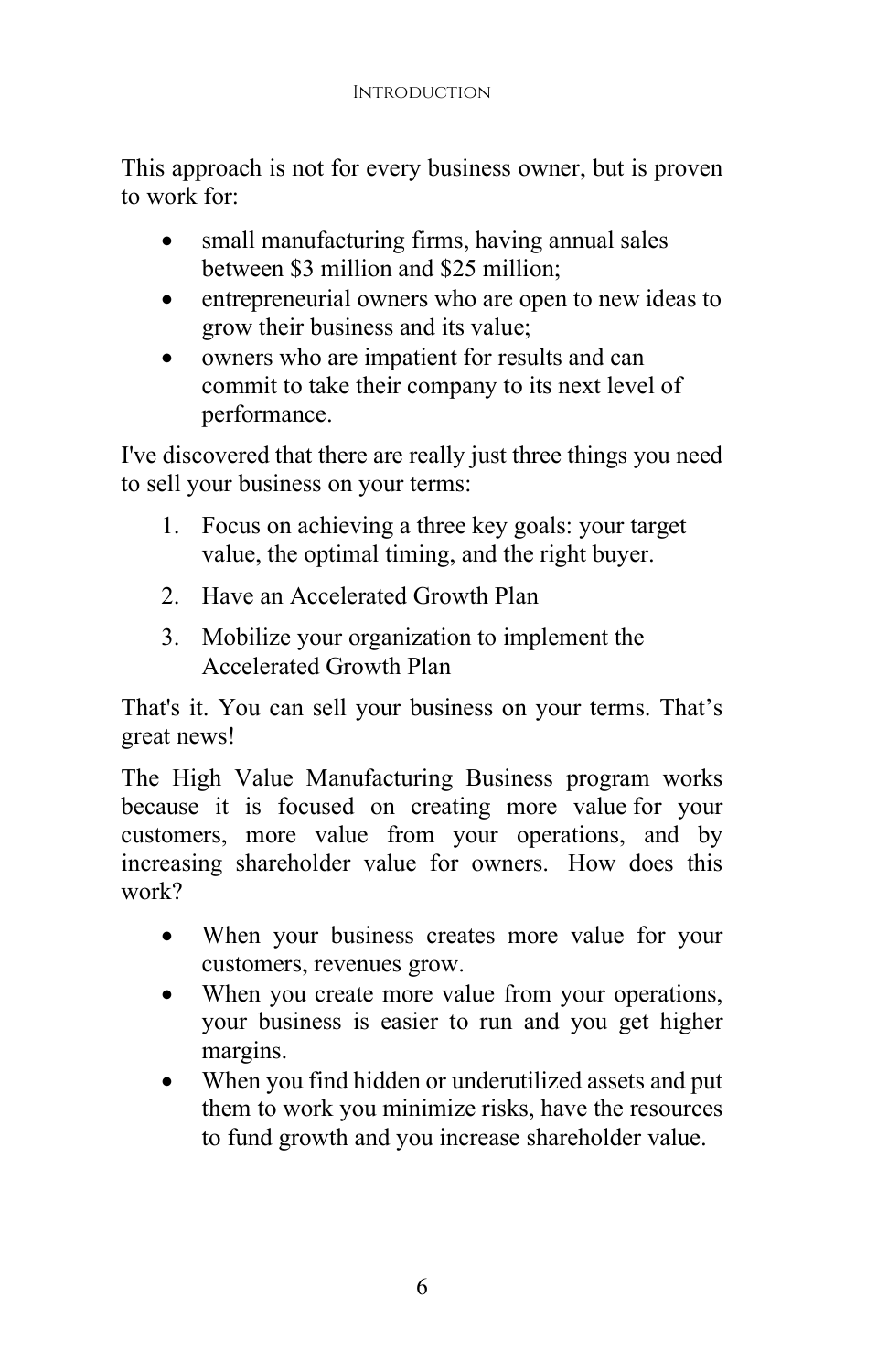This approach is not for every business owner, but is proven to work for:

- small manufacturing firms, having annual sales between $3 million and $25 million;
- entrepreneurial owners who are open to new ideas to grow their business and its value;
- owners who are impatient for results and can commit to take their company to its next level of performance.

I've discovered that there are really just three things you need to sell your business on your terms:

1. Focus on achieving a three key goals: your target value, the optimal timing, and the right buyer.
2. Have an Accelerated Growth Plan
3. Mobilize your organization to implement the Accelerated Growth Plan

That's it. You can sell your business on your terms. That's great news!

The High Value Manufacturing Business program works because it is focused on creating more value for your customers, more value from your operations, and by increasing shareholder value for owners. How does this work?

- When your business creates more value for your customers, revenues grow.
- When you create more value from your operations, your business is easier to run and you get higher margins.
- When you find hidden or underutilized assets and put them to work you minimize risks, have the resources to fund growth and you increase shareholder value.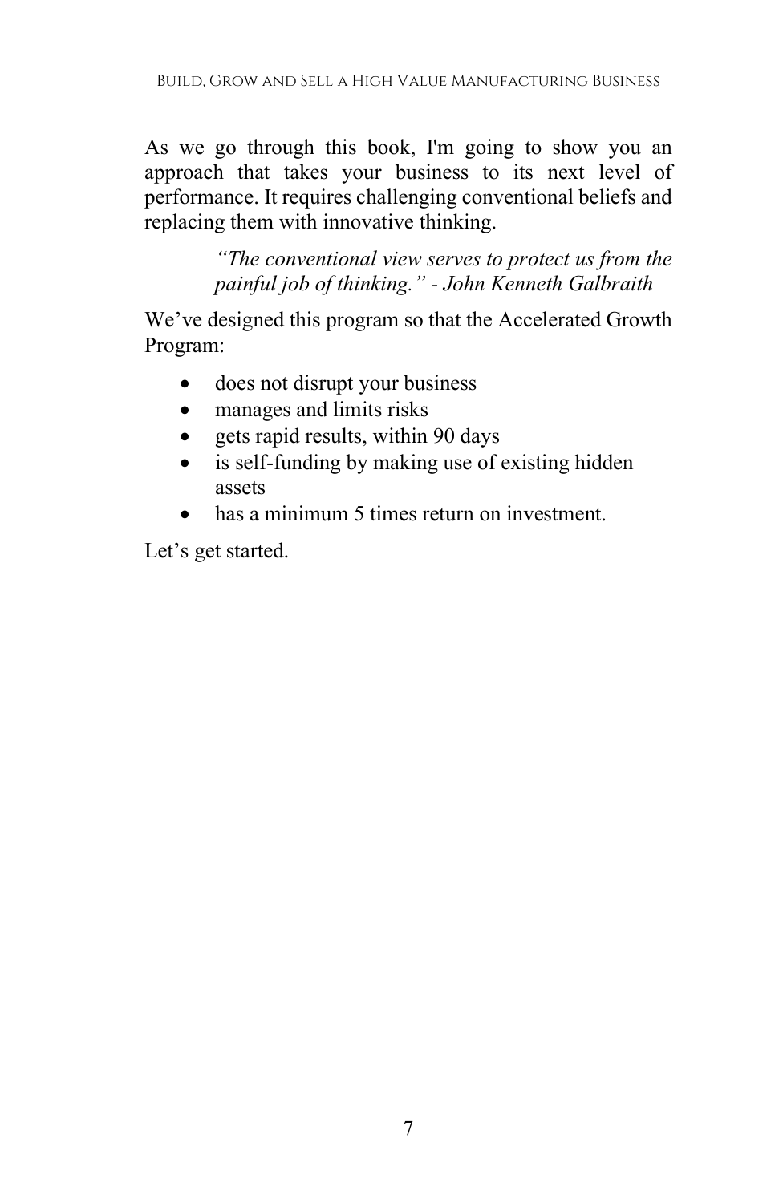As we go through this book, I'm going to show you an approach that takes your business to its next level of performance. It requires challenging conventional beliefs and replacing them with innovative thinking.

> *"The conventional view serves to protect us from the painful job of thinking." - John Kenneth Galbraith*

We've designed this program so that the Accelerated Growth Program:

- does not disrupt your business
- manages and limits risks
- gets rapid results, within 90 days
- is self-funding by making use of existing hidden assets
- has a minimum 5 times return on investment.

Let's get started.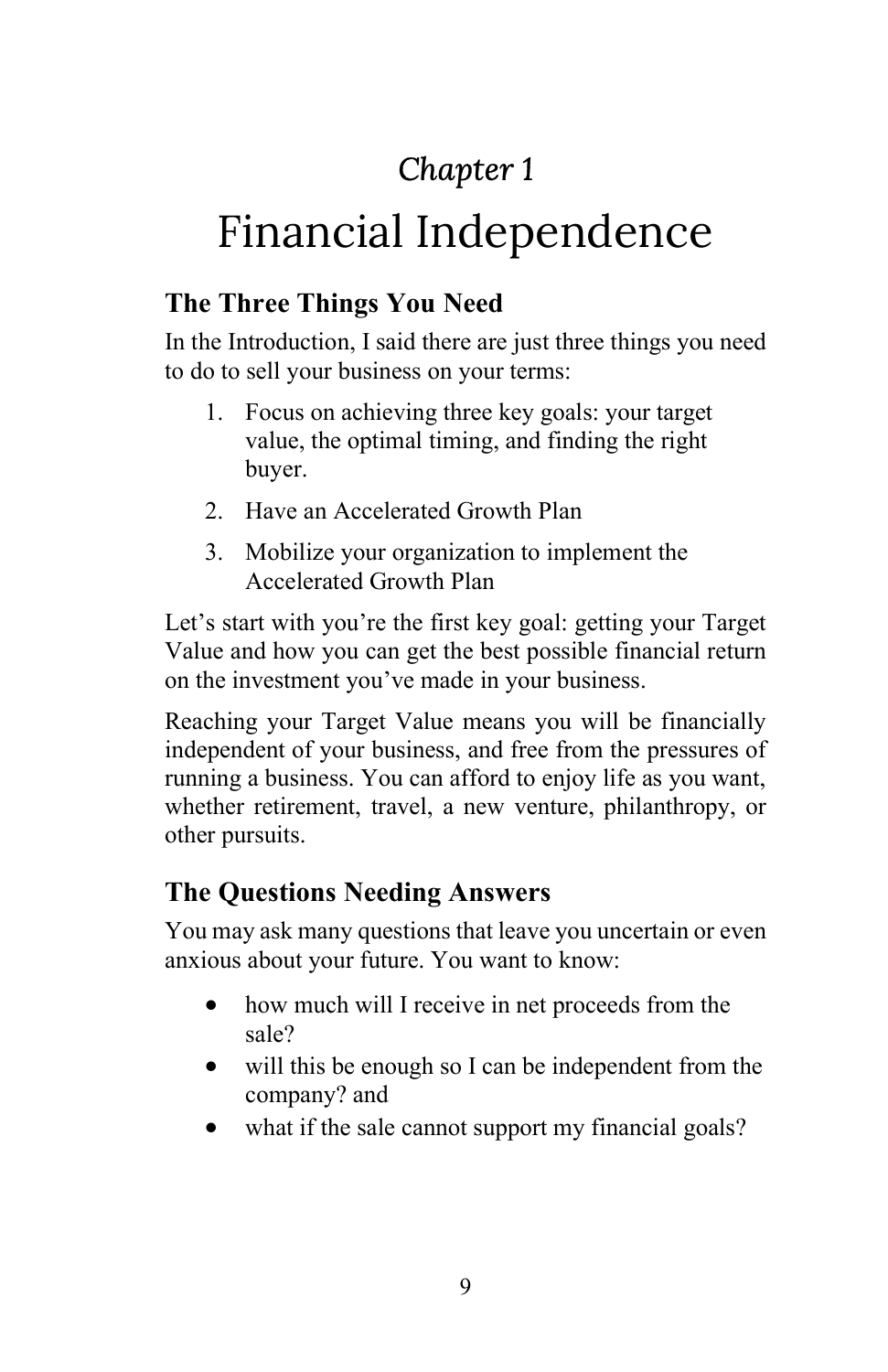# *Chapter 1*

# Financial Independence

## The Three Things You Need

In the Introduction, I said there are just three things you need to do to sell your business on your terms:

1. Focus on achieving three key goals: your target value, the optimal timing, and finding the right buyer.
2. Have an Accelerated Growth Plan
3. Mobilize your organization to implement the Accelerated Growth Plan

Let's start with you're the first key goal: getting your Target Value and how you can get the best possible financial return on the investment you've made in your business.

Reaching your Target Value means you will be financially independent of your business, and free from the pressures of running a business. You can afford to enjoy life as you want, whether retirement, travel, a new venture, philanthropy, or other pursuits.

## The Questions Needing Answers

You may ask many questions that leave you uncertain or even anxious about your future. You want to know:

- how much will I receive in net proceeds from the sale?
- will this be enough so I can be independent from the company? and
- what if the sale cannot support my financial goals?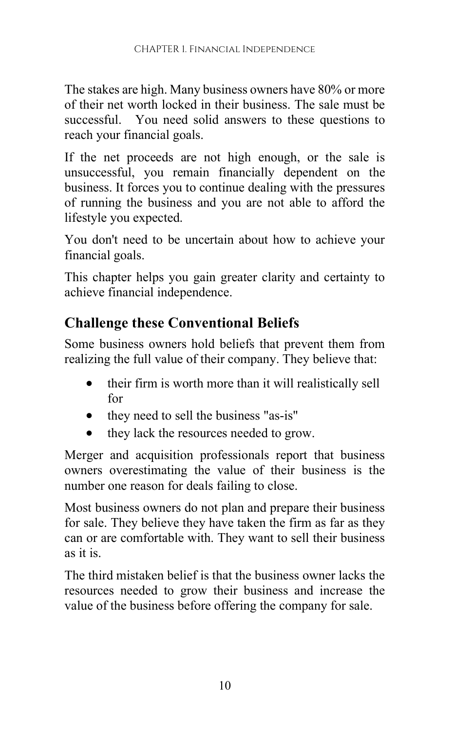The stakes are high. Many business owners have 80% or more of their net worth locked in their business. The sale must be successful.  You need solid answers to these questions to reach your financial goals.

If the net proceeds are not high enough, or the sale is unsuccessful, you remain financially dependent on the business. It forces you to continue dealing with the pressures of running the business and you are not able to afford the lifestyle you expected.

You don't need to be uncertain about how to achieve your financial goals.

This chapter helps you gain greater clarity and certainty to achieve financial independence.

## Challenge these Conventional Beliefs

Some business owners hold beliefs that prevent them from realizing the full value of their company. They believe that:

- their firm is worth more than it will realistically sell for
- they need to sell the business "as-is"
- they lack the resources needed to grow.

Merger and acquisition professionals report that business owners overestimating the value of their business is the number one reason for deals failing to close.

Most business owners do not plan and prepare their business for sale. They believe they have taken the firm as far as they can or are comfortable with. They want to sell their business as it is.

The third mistaken belief is that the business owner lacks the resources needed to grow their business and increase the value of the business before offering the company for sale.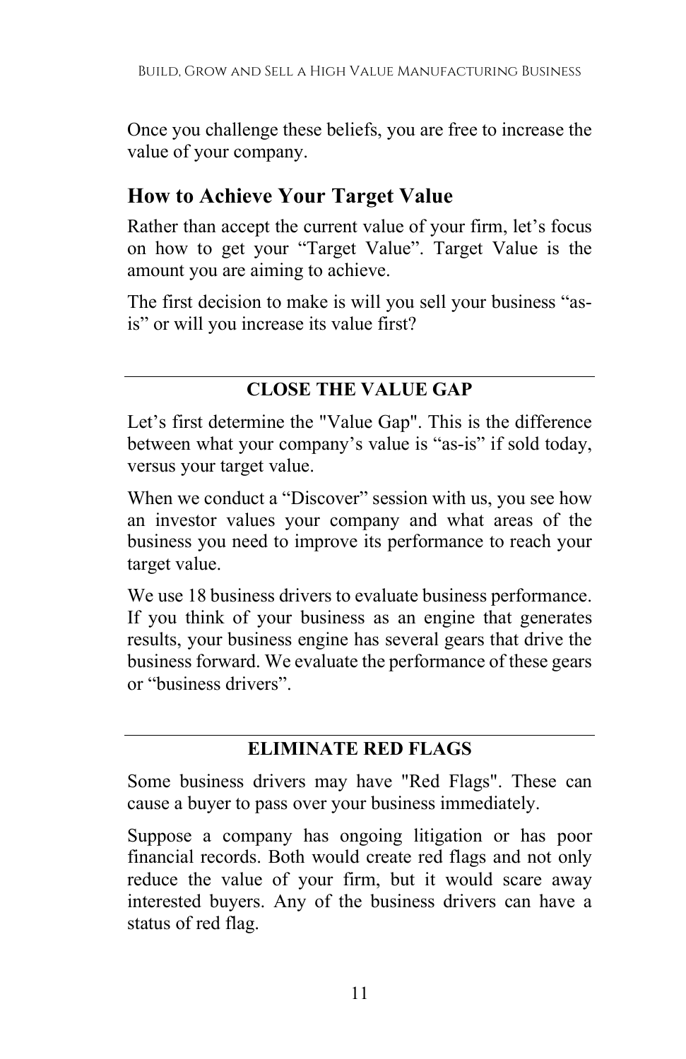Once you challenge these beliefs, you are free to increase the value of your company.

## How to Achieve Your Target Value

Rather than accept the current value of your firm, let's focus on how to get your "Target Value". Target Value is the amount you are aiming to achieve.

The first decision to make is will you sell your business "as-is" or will you increase its value first?

---

### CLOSE THE VALUE GAP

Let's first determine the "Value Gap". This is the difference between what your company's value is "as-is" if sold today, versus your target value.

When we conduct a "Discover" session with us, you see how an investor values your company and what areas of the business you need to improve its performance to reach your target value.

We use 18 business drivers to evaluate business performance. If you think of your business as an engine that generates results, your business engine has several gears that drive the business forward. We evaluate the performance of these gears or "business drivers".

---

### ELIMINATE RED FLAGS

Some business drivers may have "Red Flags". These can cause a buyer to pass over your business immediately.

Suppose a company has ongoing litigation or has poor financial records. Both would create red flags and not only reduce the value of your firm, but it would scare away interested buyers. Any of the business drivers can have a status of red flag.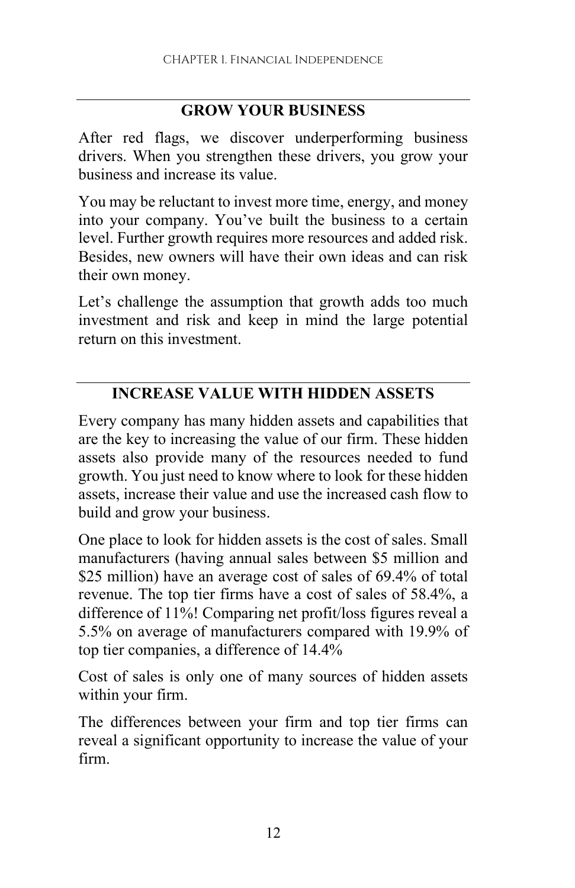## GROW YOUR BUSINESS

After red flags, we discover underperforming business drivers. When you strengthen these drivers, you grow your business and increase its value.

You may be reluctant to invest more time, energy, and money into your company. You've built the business to a certain level. Further growth requires more resources and added risk. Besides, new owners will have their own ideas and can risk their own money.

Let's challenge the assumption that growth adds too much investment and risk and keep in mind the large potential return on this investment.

## INCREASE VALUE WITH HIDDEN ASSETS

Every company has many hidden assets and capabilities that are the key to increasing the value of our firm. These hidden assets also provide many of the resources needed to fund growth. You just need to know where to look for these hidden assets, increase their value and use the increased cash flow to build and grow your business.

One place to look for hidden assets is the cost of sales. Small manufacturers (having annual sales between $5 million and $25 million) have an average cost of sales of 69.4% of total revenue. The top tier firms have a cost of sales of 58.4%, a difference of 11%! Comparing net profit/loss figures reveal a 5.5% on average of manufacturers compared with 19.9% of top tier companies, a difference of 14.4%

Cost of sales is only one of many sources of hidden assets within your firm.

The differences between your firm and top tier firms can reveal a significant opportunity to increase the value of your firm.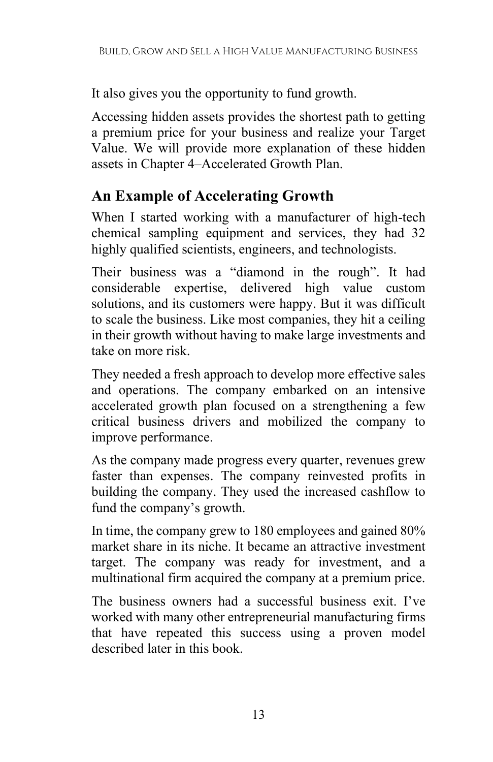It also gives you the opportunity to fund growth.

Accessing hidden assets provides the shortest path to getting a premium price for your business and realize your Target Value. We will provide more explanation of these hidden assets in Chapter 4–Accelerated Growth Plan.

## An Example of Accelerating Growth

When I started working with a manufacturer of high-tech chemical sampling equipment and services, they had 32 highly qualified scientists, engineers, and technologists.

Their business was a "diamond in the rough". It had considerable expertise, delivered high value custom solutions, and its customers were happy. But it was difficult to scale the business. Like most companies, they hit a ceiling in their growth without having to make large investments and take on more risk.

They needed a fresh approach to develop more effective sales and operations. The company embarked on an intensive accelerated growth plan focused on a strengthening a few critical business drivers and mobilized the company to improve performance.

As the company made progress every quarter, revenues grew faster than expenses. The company reinvested profits in building the company. They used the increased cashflow to fund the company's growth.

In time, the company grew to 180 employees and gained 80% market share in its niche. It became an attractive investment target. The company was ready for investment, and a multinational firm acquired the company at a premium price.

The business owners had a successful business exit. I've worked with many other entrepreneurial manufacturing firms that have repeated this success using a proven model described later in this book.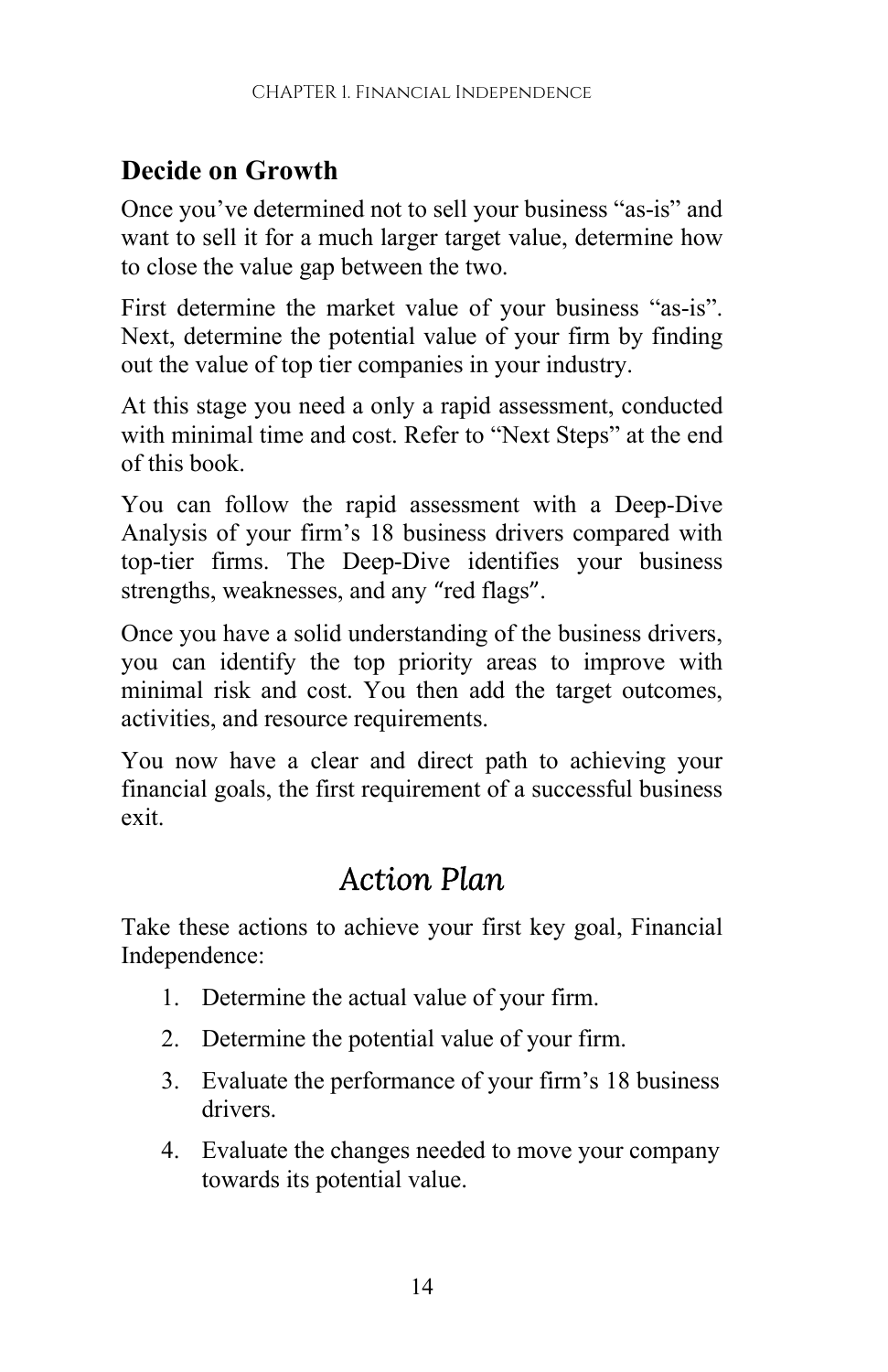### Decide on Growth

Once you've determined not to sell your business "as-is" and want to sell it for a much larger target value, determine how to close the value gap between the two.

First determine the market value of your business "as-is". Next, determine the potential value of your firm by finding out the value of top tier companies in your industry.

At this stage you need a only a rapid assessment, conducted with minimal time and cost. Refer to "Next Steps" at the end of this book.

You can follow the rapid assessment with a Deep-Dive Analysis of your firm's 18 business drivers compared with top-tier firms. The Deep-Dive identifies your business strengths, weaknesses, and any "red flags".

Once you have a solid understanding of the business drivers, you can identify the top priority areas to improve with minimal risk and cost. You then add the target outcomes, activities, and resource requirements.

You now have a clear and direct path to achieving your financial goals, the first requirement of a successful business exit.

## *Action Plan*

Take these actions to achieve your first key goal, Financial Independence:

1. Determine the actual value of your firm.
2. Determine the potential value of your firm.
3. Evaluate the performance of your firm's 18 business drivers.
4. Evaluate the changes needed to move your company towards its potential value.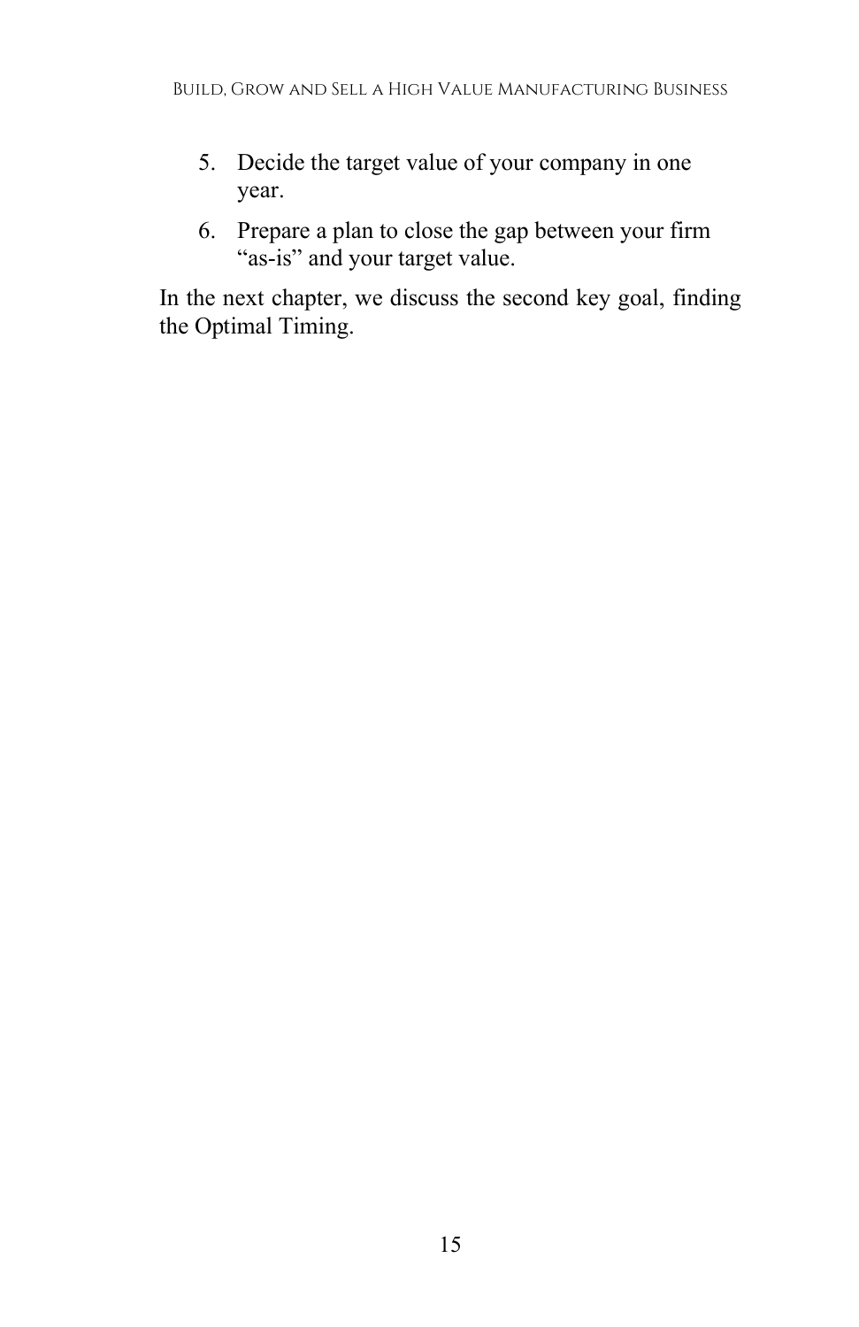5. Decide the target value of your company in one year.
6. Prepare a plan to close the gap between your firm "as-is" and your target value.

In the next chapter, we discuss the second key goal, finding the Optimal Timing.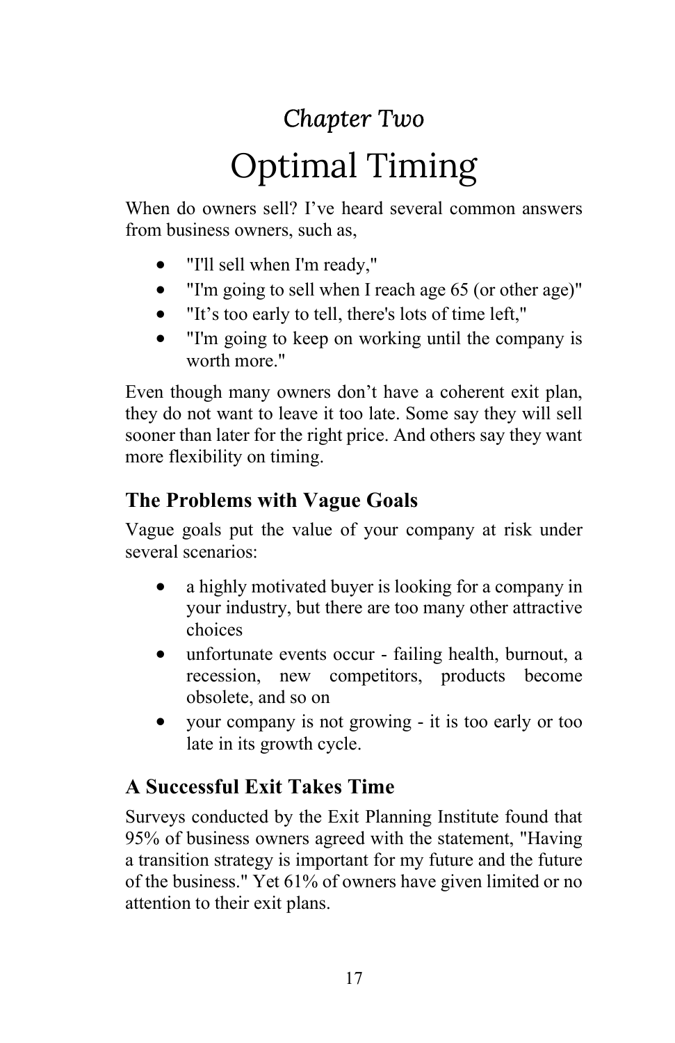# *Chapter Two*

# Optimal Timing

When do owners sell? I've heard several common answers from business owners, such as,

- "I'll sell when I'm ready,"
- "I'm going to sell when I reach age 65 (or other age)"
- "It's too early to tell, there's lots of time left,"
- "I'm going to keep on working until the company is worth more."

Even though many owners don't have a coherent exit plan, they do not want to leave it too late. Some say they will sell sooner than later for the right price. And others say they want more flexibility on timing.

## The Problems with Vague Goals

Vague goals put the value of your company at risk under several scenarios:

- a highly motivated buyer is looking for a company in your industry, but there are too many other attractive choices
- unfortunate events occur - failing health, burnout, a recession, new competitors, products become obsolete, and so on
- your company is not growing - it is too early or too late in its growth cycle.

## A Successful Exit Takes Time

Surveys conducted by the Exit Planning Institute found that 95% of business owners agreed with the statement, "Having a transition strategy is important for my future and the future of the business." Yet 61% of owners have given limited or no attention to their exit plans.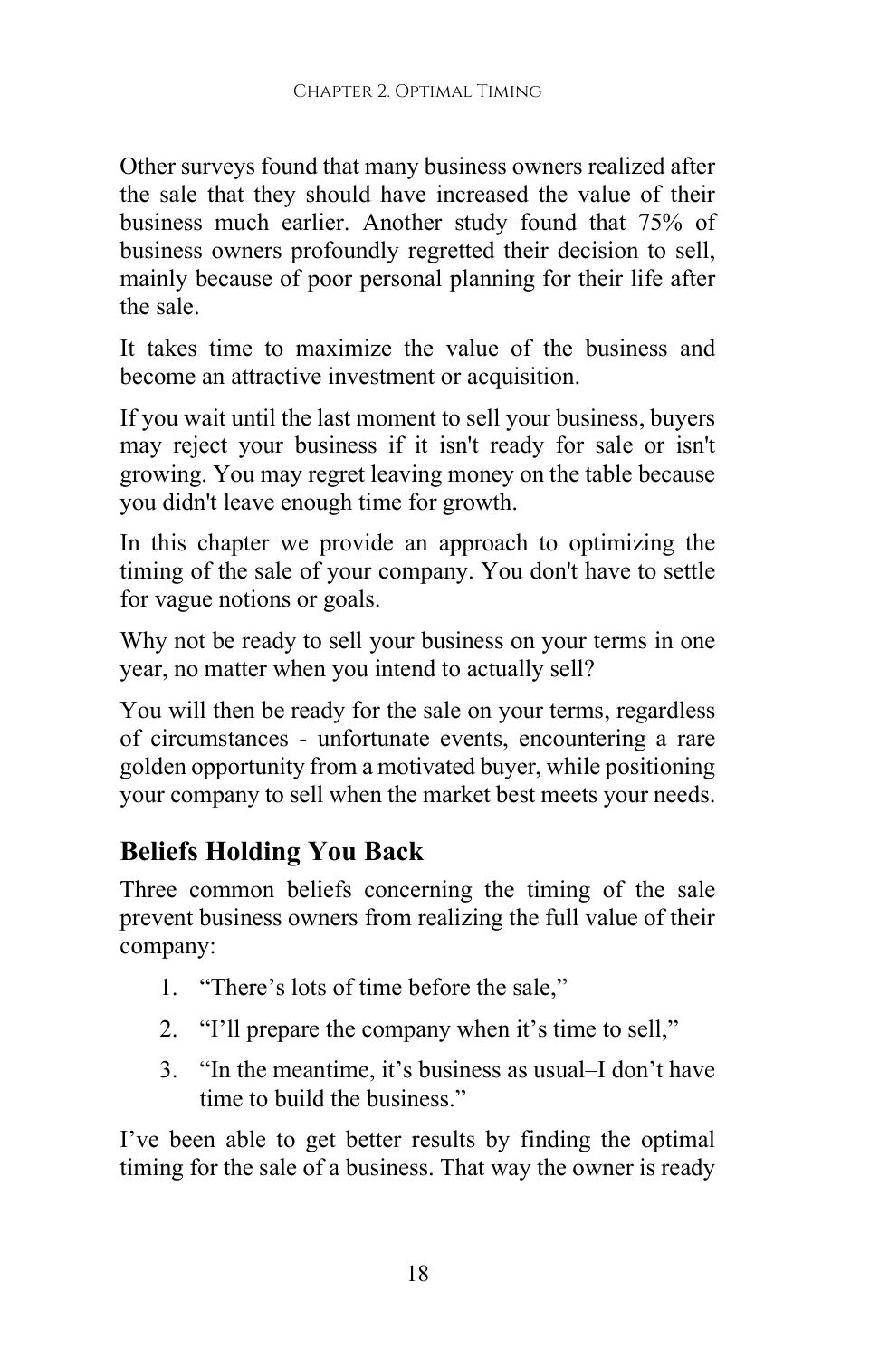Other surveys found that many business owners realized after the sale that they should have increased the value of their business much earlier. Another study found that 75% of business owners profoundly regretted their decision to sell, mainly because of poor personal planning for their life after the sale.

It takes time to maximize the value of the business and become an attractive investment or acquisition.

If you wait until the last moment to sell your business, buyers may reject your business if it isn't ready for sale or isn't growing. You may regret leaving money on the table because you didn't leave enough time for growth.

In this chapter we provide an approach to optimizing the timing of the sale of your company. You don't have to settle for vague notions or goals.

Why not be ready to sell your business on your terms in one year, no matter when you intend to actually sell?

You will then be ready for the sale on your terms, regardless of circumstances - unfortunate events, encountering a rare golden opportunity from a motivated buyer, while positioning your company to sell when the market best meets your needs.

## Beliefs Holding You Back

Three common beliefs concerning the timing of the sale prevent business owners from realizing the full value of their company:

1. "There's lots of time before the sale,"
2. "I'll prepare the company when it's time to sell,"
3. "In the meantime, it's business as usual–I don't have time to build the business."

I've been able to get better results by finding the optimal timing for the sale of a business. That way the owner is ready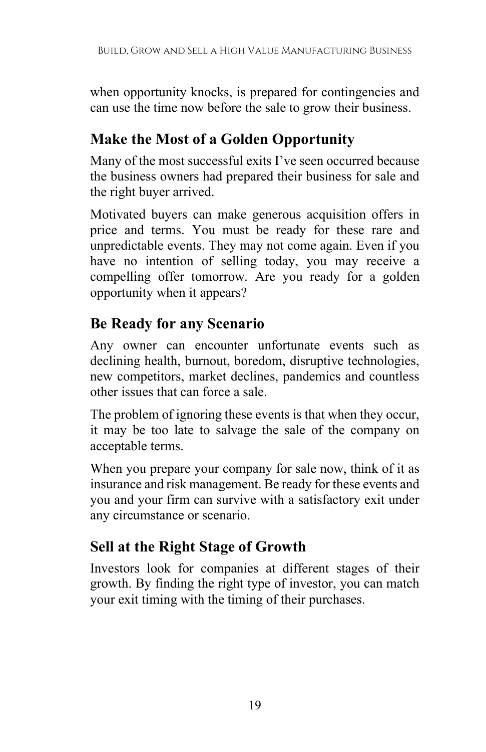when opportunity knocks, is prepared for contingencies and can use the time now before the sale to grow their business.

## Make the Most of a Golden Opportunity

Many of the most successful exits I've seen occurred because the business owners had prepared their business for sale and the right buyer arrived.

Motivated buyers can make generous acquisition offers in price and terms. You must be ready for these rare and unpredictable events. They may not come again. Even if you have no intention of selling today, you may receive a compelling offer tomorrow. Are you ready for a golden opportunity when it appears?

## Be Ready for any Scenario

Any owner can encounter unfortunate events such as declining health, burnout, boredom, disruptive technologies, new competitors, market declines, pandemics and countless other issues that can force a sale.

The problem of ignoring these events is that when they occur, it may be too late to salvage the sale of the company on acceptable terms.

When you prepare your company for sale now, think of it as insurance and risk management. Be ready for these events and you and your firm can survive with a satisfactory exit under any circumstance or scenario.

## Sell at the Right Stage of Growth

Investors look for companies at different stages of their growth. By finding the right type of investor, you can match your exit timing with the timing of their purchases.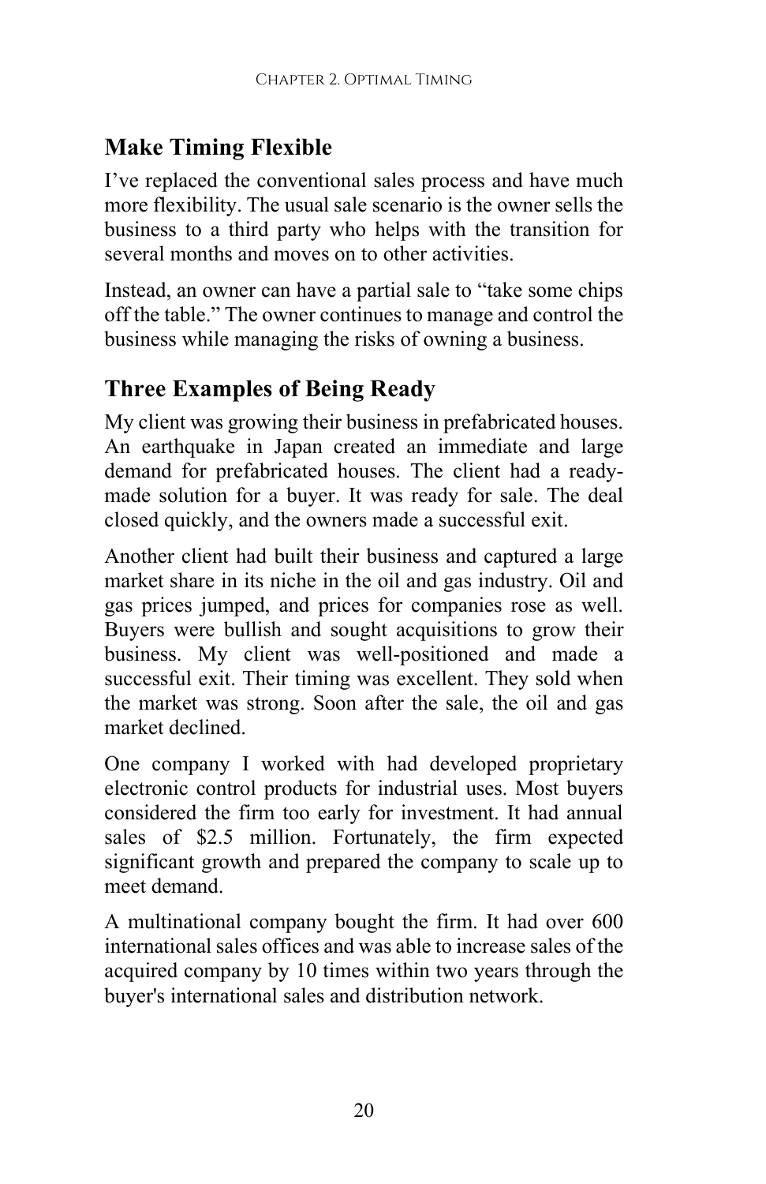## Make Timing Flexible

I’ve replaced the conventional sales process and have much more flexibility. The usual sale scenario is the owner sells the business to a third party who helps with the transition for several months and moves on to other activities.

Instead, an owner can have a partial sale to “take some chips off the table.” The owner continues to manage and control the business while managing the risks of owning a business.

## Three Examples of Being Ready

My client was growing their business in prefabricated houses. An earthquake in Japan created an immediate and large demand for prefabricated houses. The client had a ready-made solution for a buyer. It was ready for sale. The deal closed quickly, and the owners made a successful exit.

Another client had built their business and captured a large market share in its niche in the oil and gas industry. Oil and gas prices jumped, and prices for companies rose as well. Buyers were bullish and sought acquisitions to grow their business. My client was well-positioned and made a successful exit. Their timing was excellent. They sold when the market was strong. Soon after the sale, the oil and gas market declined.

One company I worked with had developed proprietary electronic control products for industrial uses. Most buyers considered the firm too early for investment. It had annual sales of $2.5 million. Fortunately, the firm expected significant growth and prepared the company to scale up to meet demand.

A multinational company bought the firm. It had over 600 international sales offices and was able to increase sales of the acquired company by 10 times within two years through the buyer's international sales and distribution network.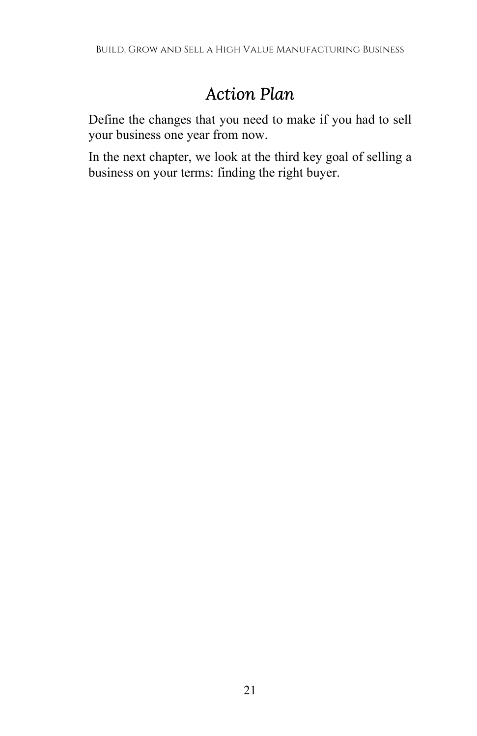## *Action Plan*

Define the changes that you need to make if you had to sell your business one year from now.

In the next chapter, we look at the third key goal of selling a business on your terms: finding the right buyer.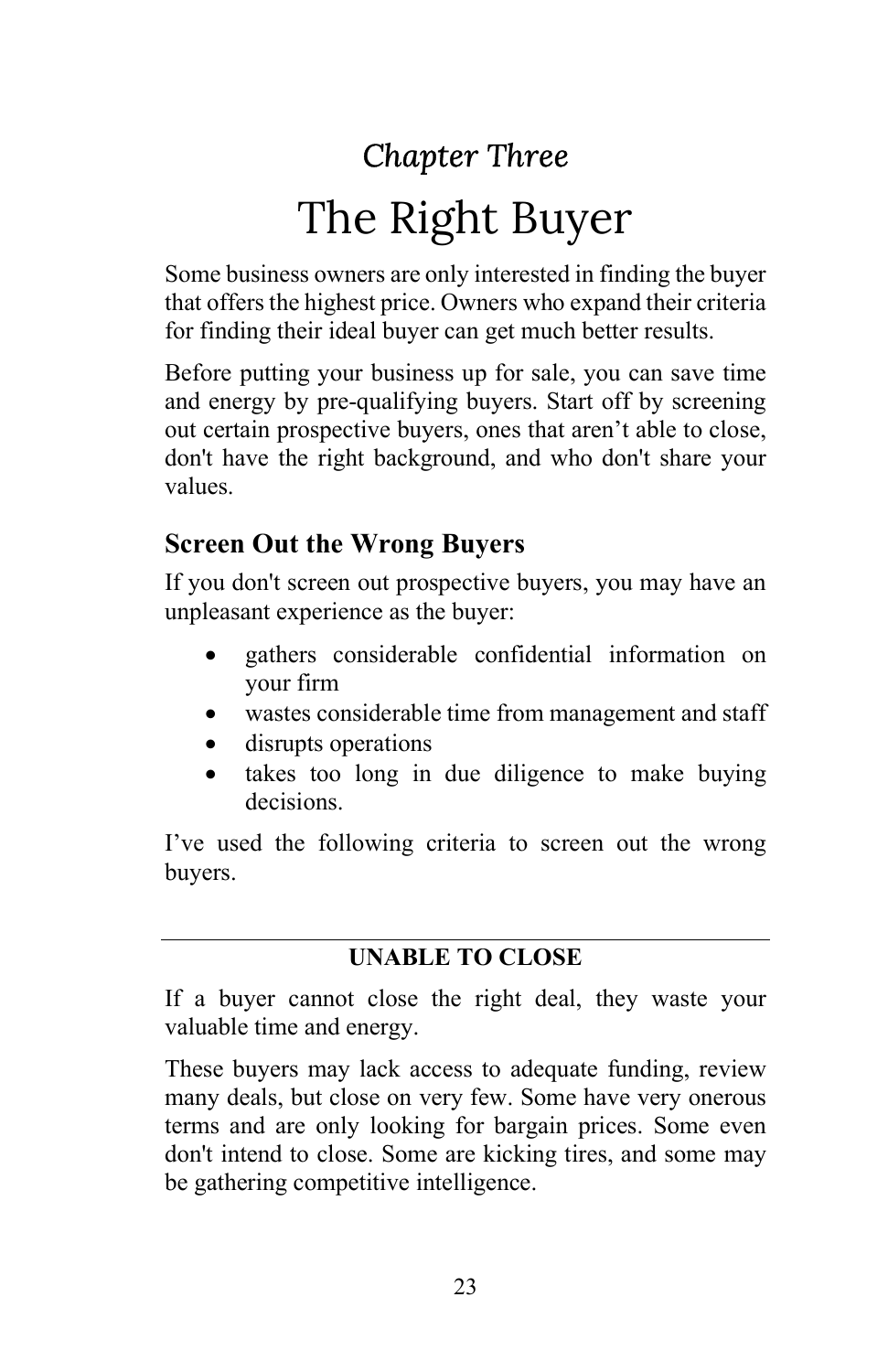*Chapter Three*

# The Right Buyer

Some business owners are only interested in finding the buyer that offers the highest price. Owners who expand their criteria for finding their ideal buyer can get much better results.

Before putting your business up for sale, you can save time and energy by pre-qualifying buyers. Start off by screening out certain prospective buyers, ones that aren't able to close, don't have the right background, and who don't share your values.

## Screen Out the Wrong Buyers

If you don't screen out prospective buyers, you may have an unpleasant experience as the buyer:

- gathers considerable confidential information on your firm
- wastes considerable time from management and staff
- disrupts operations
- takes too long in due diligence to make buying decisions.

I've used the following criteria to screen out the wrong buyers.

---

### UNABLE TO CLOSE

If a buyer cannot close the right deal, they waste your valuable time and energy.

These buyers may lack access to adequate funding, review many deals, but close on very few. Some have very onerous terms and are only looking for bargain prices. Some even don't intend to close. Some are kicking tires, and some may be gathering competitive intelligence.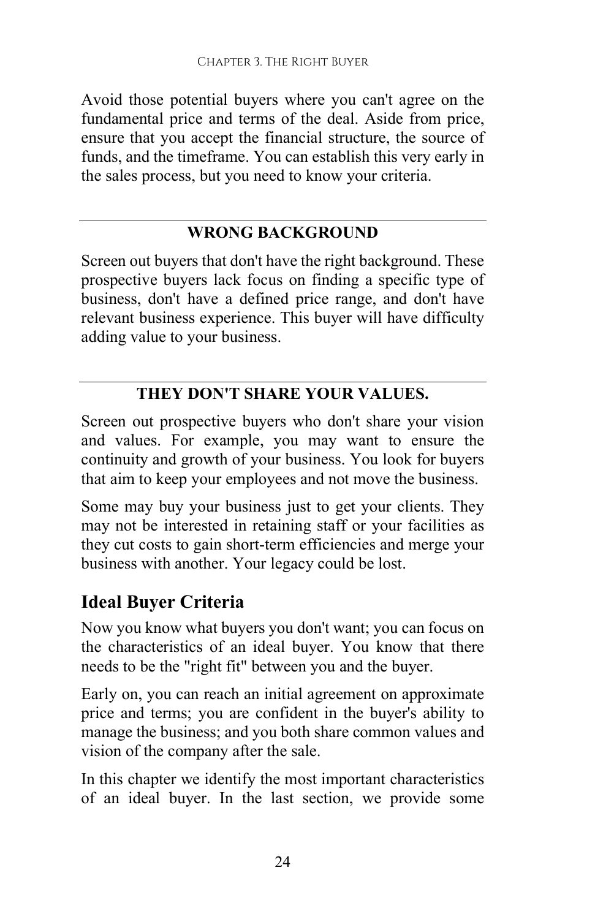Avoid those potential buyers where you can't agree on the fundamental price and terms of the deal. Aside from price, ensure that you accept the financial structure, the source of funds, and the timeframe. You can establish this very early in the sales process, but you need to know your criteria.

---

### WRONG BACKGROUND

Screen out buyers that don't have the right background. These prospective buyers lack focus on finding a specific type of business, don't have a defined price range, and don't have relevant business experience. This buyer will have difficulty adding value to your business.

---

### THEY DON'T SHARE YOUR VALUES.

Screen out prospective buyers who don't share your vision and values. For example, you may want to ensure the continuity and growth of your business. You look for buyers that aim to keep your employees and not move the business.

Some may buy your business just to get your clients. They may not be interested in retaining staff or your facilities as they cut costs to gain short-term efficiencies and merge your business with another. Your legacy could be lost.

## Ideal Buyer Criteria

Now you know what buyers you don't want; you can focus on the characteristics of an ideal buyer. You know that there needs to be the "right fit" between you and the buyer.

Early on, you can reach an initial agreement on approximate price and terms; you are confident in the buyer's ability to manage the business; and you both share common values and vision of the company after the sale.

In this chapter we identify the most important characteristics of an ideal buyer. In the last section, we provide some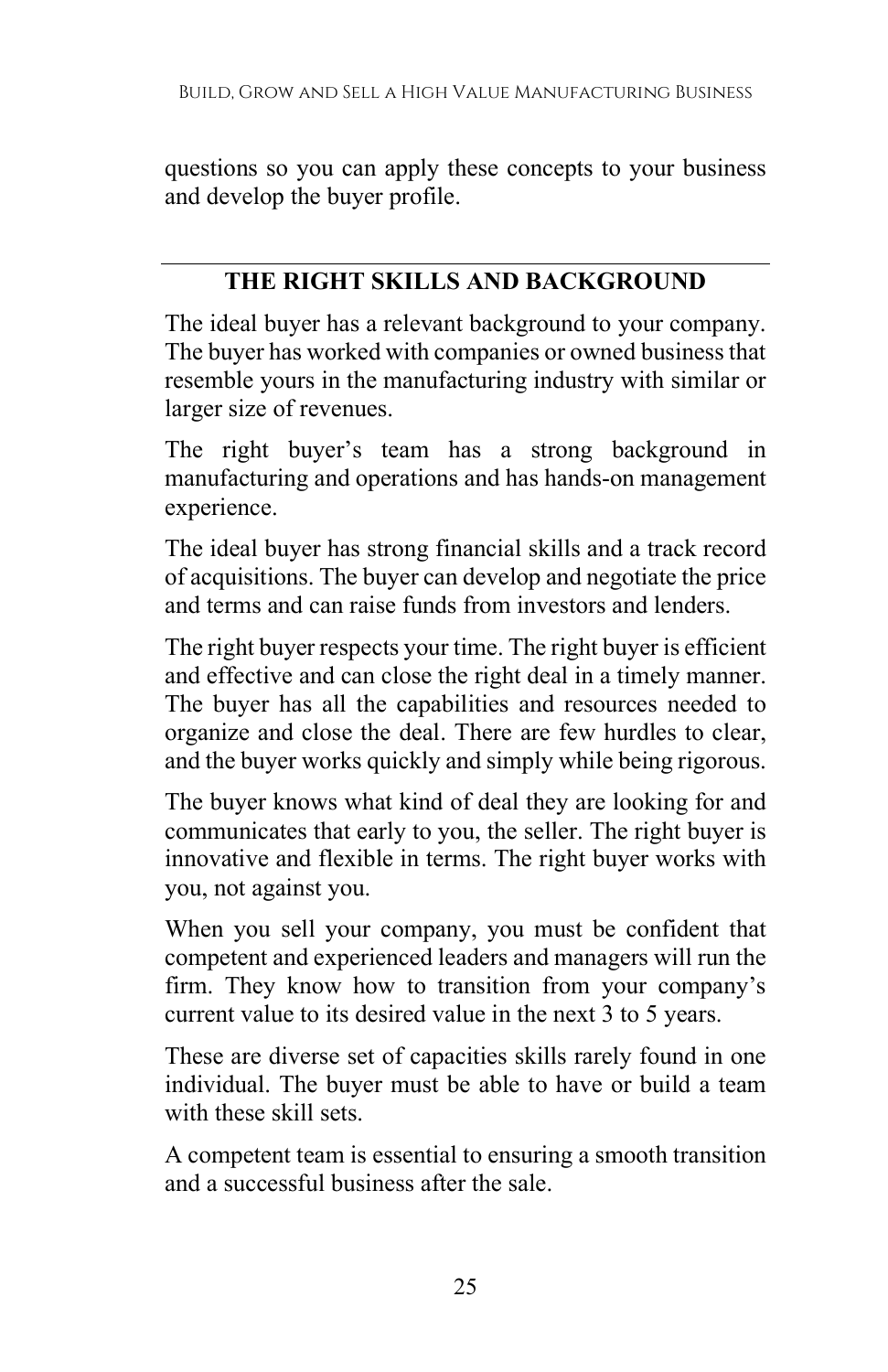questions so you can apply these concepts to your business and develop the buyer profile.

---

## THE RIGHT SKILLS AND BACKGROUND

The ideal buyer has a relevant background to your company. The buyer has worked with companies or owned business that resemble yours in the manufacturing industry with similar or larger size of revenues.

The right buyer's team has a strong background in manufacturing and operations and has hands-on management experience.

The ideal buyer has strong financial skills and a track record of acquisitions. The buyer can develop and negotiate the price and terms and can raise funds from investors and lenders.

The right buyer respects your time. The right buyer is efficient and effective and can close the right deal in a timely manner. The buyer has all the capabilities and resources needed to organize and close the deal. There are few hurdles to clear, and the buyer works quickly and simply while being rigorous.

The buyer knows what kind of deal they are looking for and communicates that early to you, the seller. The right buyer is innovative and flexible in terms. The right buyer works with you, not against you.

When you sell your company, you must be confident that competent and experienced leaders and managers will run the firm. They know how to transition from your company's current value to its desired value in the next 3 to 5 years.

These are diverse set of capacities skills rarely found in one individual. The buyer must be able to have or build a team with these skill sets.

A competent team is essential to ensuring a smooth transition and a successful business after the sale.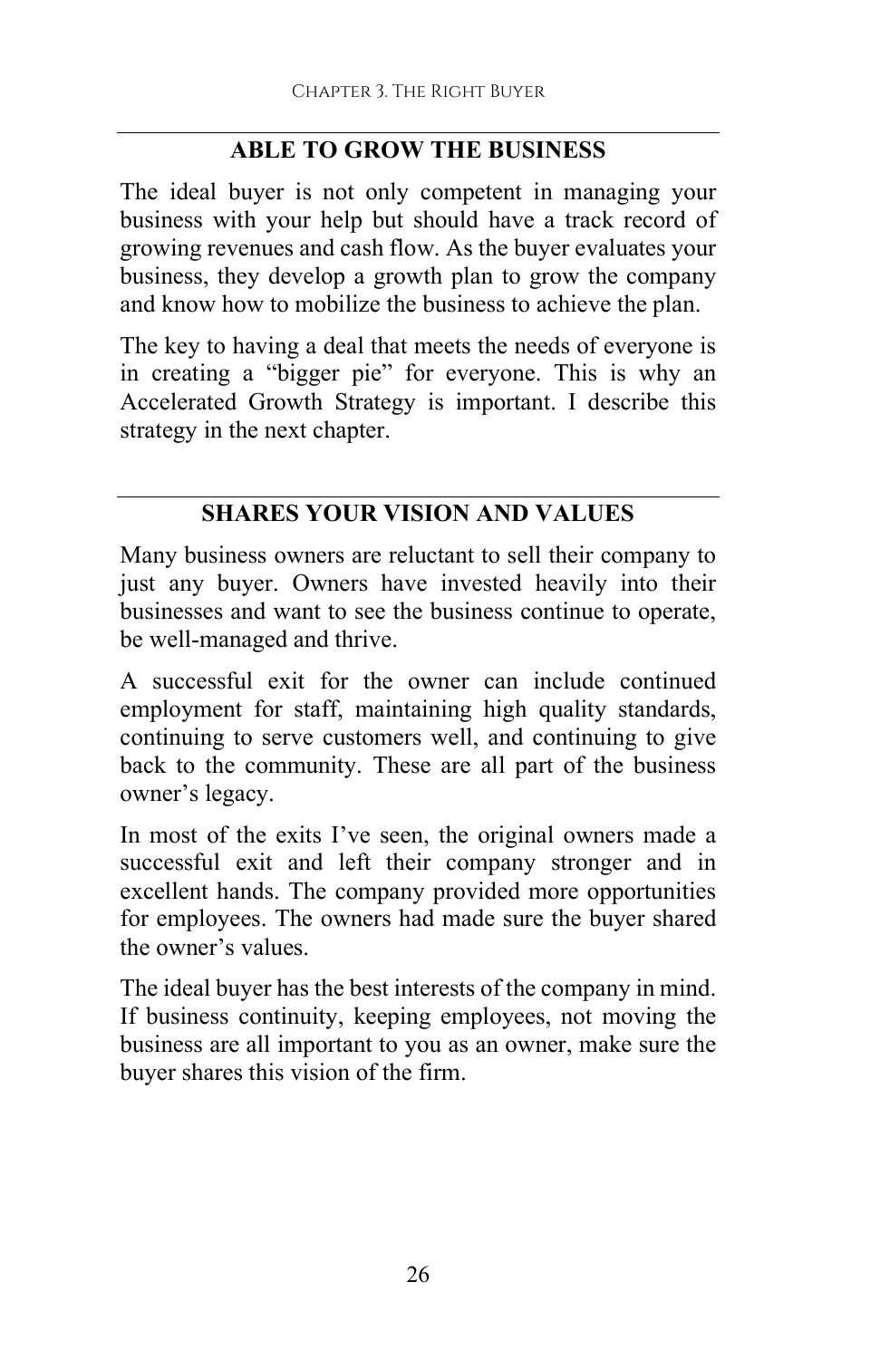## ABLE TO GROW THE BUSINESS

The ideal buyer is not only competent in managing your business with your help but should have a track record of growing revenues and cash flow. As the buyer evaluates your business, they develop a growth plan to grow the company and know how to mobilize the business to achieve the plan.

The key to having a deal that meets the needs of everyone is in creating a "bigger pie" for everyone. This is why an Accelerated Growth Strategy is important. I describe this strategy in the next chapter.

## SHARES YOUR VISION AND VALUES

Many business owners are reluctant to sell their company to just any buyer. Owners have invested heavily into their businesses and want to see the business continue to operate, be well-managed and thrive.

A successful exit for the owner can include continued employment for staff, maintaining high quality standards, continuing to serve customers well, and continuing to give back to the community. These are all part of the business owner's legacy.

In most of the exits I've seen, the original owners made a successful exit and left their company stronger and in excellent hands. The company provided more opportunities for employees. The owners had made sure the buyer shared the owner's values.

The ideal buyer has the best interests of the company in mind. If business continuity, keeping employees, not moving the business are all important to you as an owner, make sure the buyer shares this vision of the firm.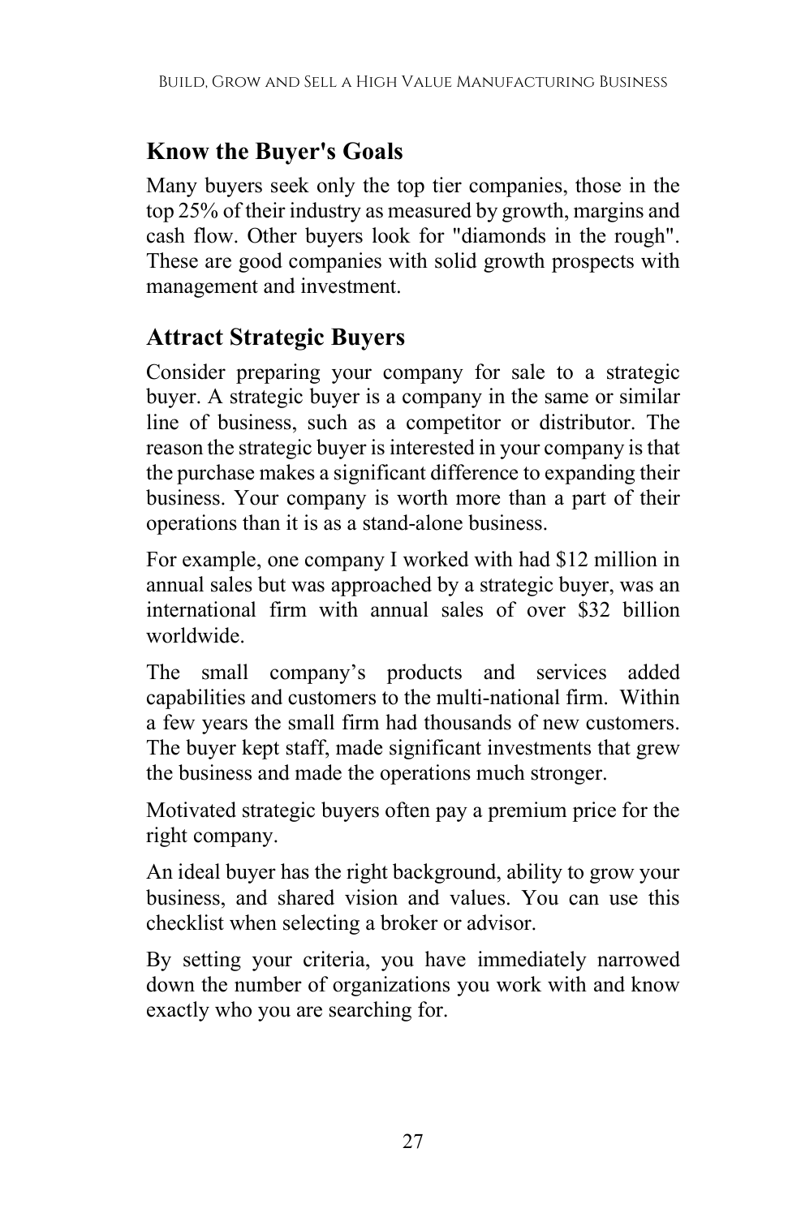## Know the Buyer's Goals

Many buyers seek only the top tier companies, those in the top 25% of their industry as measured by growth, margins and cash flow. Other buyers look for "diamonds in the rough". These are good companies with solid growth prospects with management and investment.

## Attract Strategic Buyers

Consider preparing your company for sale to a strategic buyer. A strategic buyer is a company in the same or similar line of business, such as a competitor or distributor. The reason the strategic buyer is interested in your company is that the purchase makes a significant difference to expanding their business. Your company is worth more than a part of their operations than it is as a stand-alone business.

For example, one company I worked with had $12 million in annual sales but was approached by a strategic buyer, was an international firm with annual sales of over $32 billion worldwide.

The small company's products and services added capabilities and customers to the multi-national firm. Within a few years the small firm had thousands of new customers. The buyer kept staff, made significant investments that grew the business and made the operations much stronger.

Motivated strategic buyers often pay a premium price for the right company.

An ideal buyer has the right background, ability to grow your business, and shared vision and values. You can use this checklist when selecting a broker or advisor.

By setting your criteria, you have immediately narrowed down the number of organizations you work with and know exactly who you are searching for.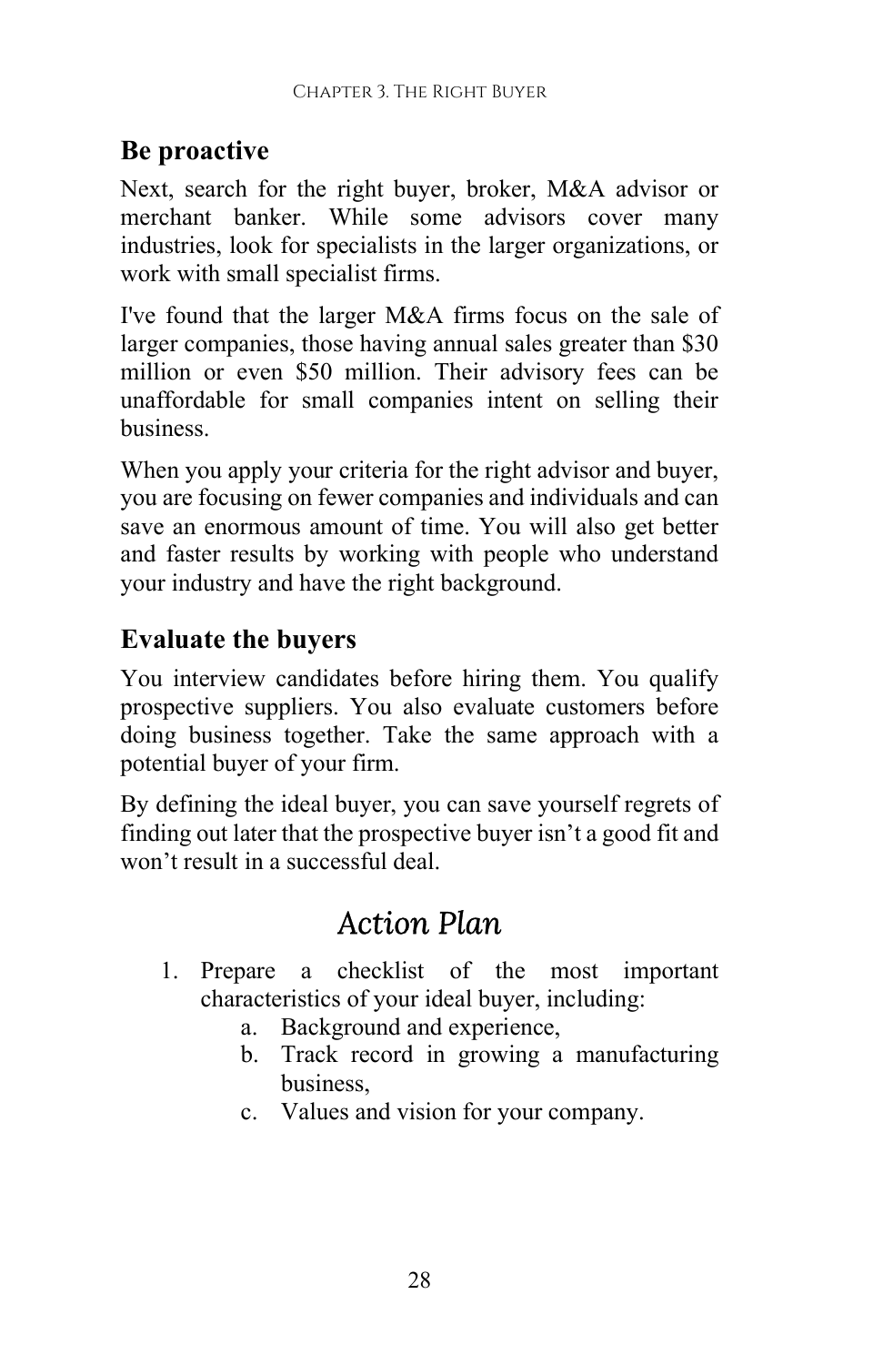## Be proactive

Next, search for the right buyer, broker, M&A advisor or merchant banker. While some advisors cover many industries, look for specialists in the larger organizations, or work with small specialist firms.

I've found that the larger M&A firms focus on the sale of larger companies, those having annual sales greater than $30 million or even $50 million. Their advisory fees can be unaffordable for small companies intent on selling their business.

When you apply your criteria for the right advisor and buyer, you are focusing on fewer companies and individuals and can save an enormous amount of time. You will also get better and faster results by working with people who understand your industry and have the right background.

## Evaluate the buyers

You interview candidates before hiring them. You qualify prospective suppliers. You also evaluate customers before doing business together. Take the same approach with a potential buyer of your firm.

By defining the ideal buyer, you can save yourself regrets of finding out later that the prospective buyer isn't a good fit and won't result in a successful deal.

# *Action Plan*

1. Prepare a checklist of the most important characteristics of your ideal buyer, including:
    a. Background and experience,
    b. Track record in growing a manufacturing business,
    c. Values and vision for your company.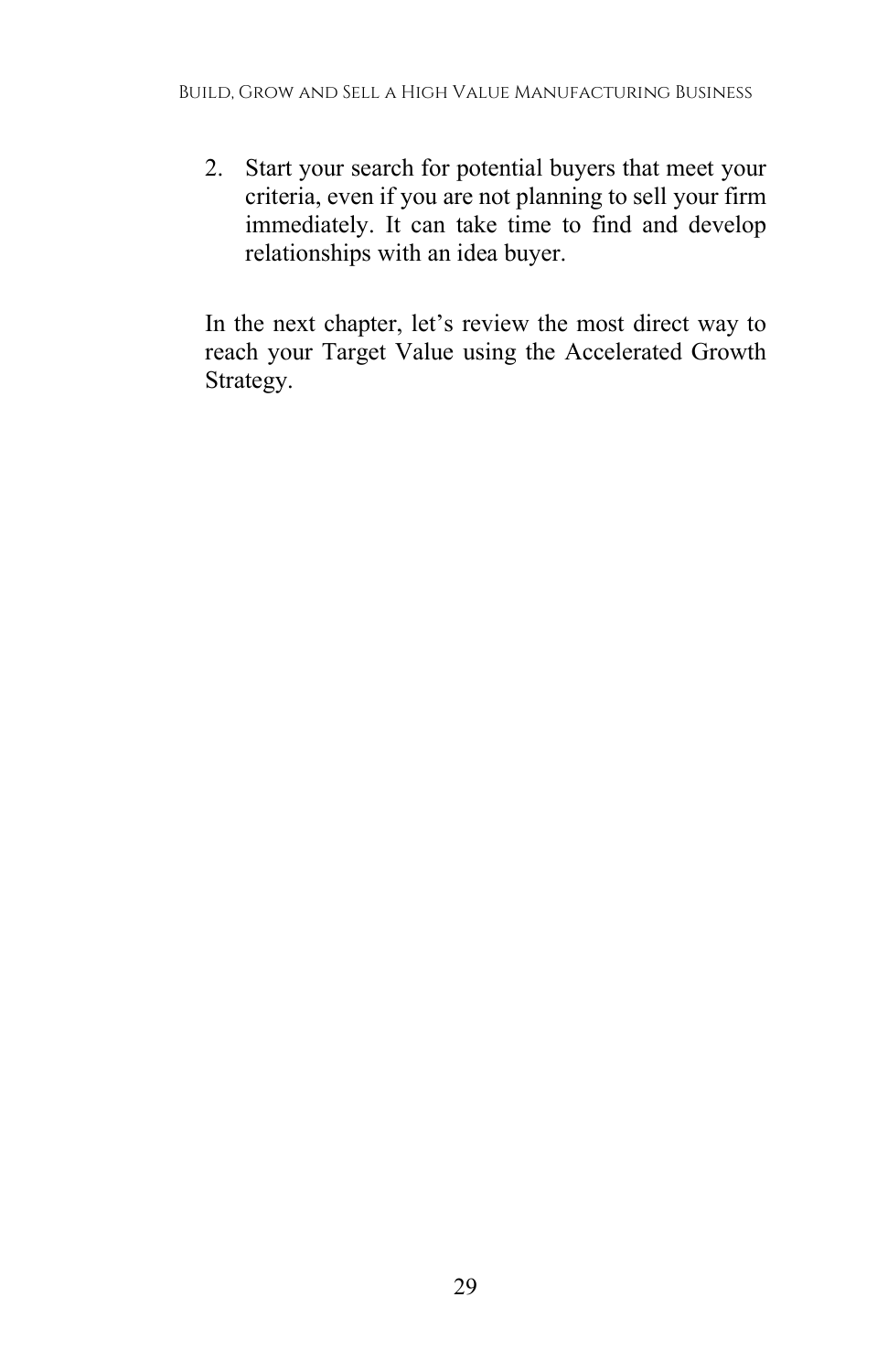2. Start your search for potential buyers that meet your criteria, even if you are not planning to sell your firm immediately. It can take time to find and develop relationships with an idea buyer.

In the next chapter, let's review the most direct way to reach your Target Value using the Accelerated Growth Strategy.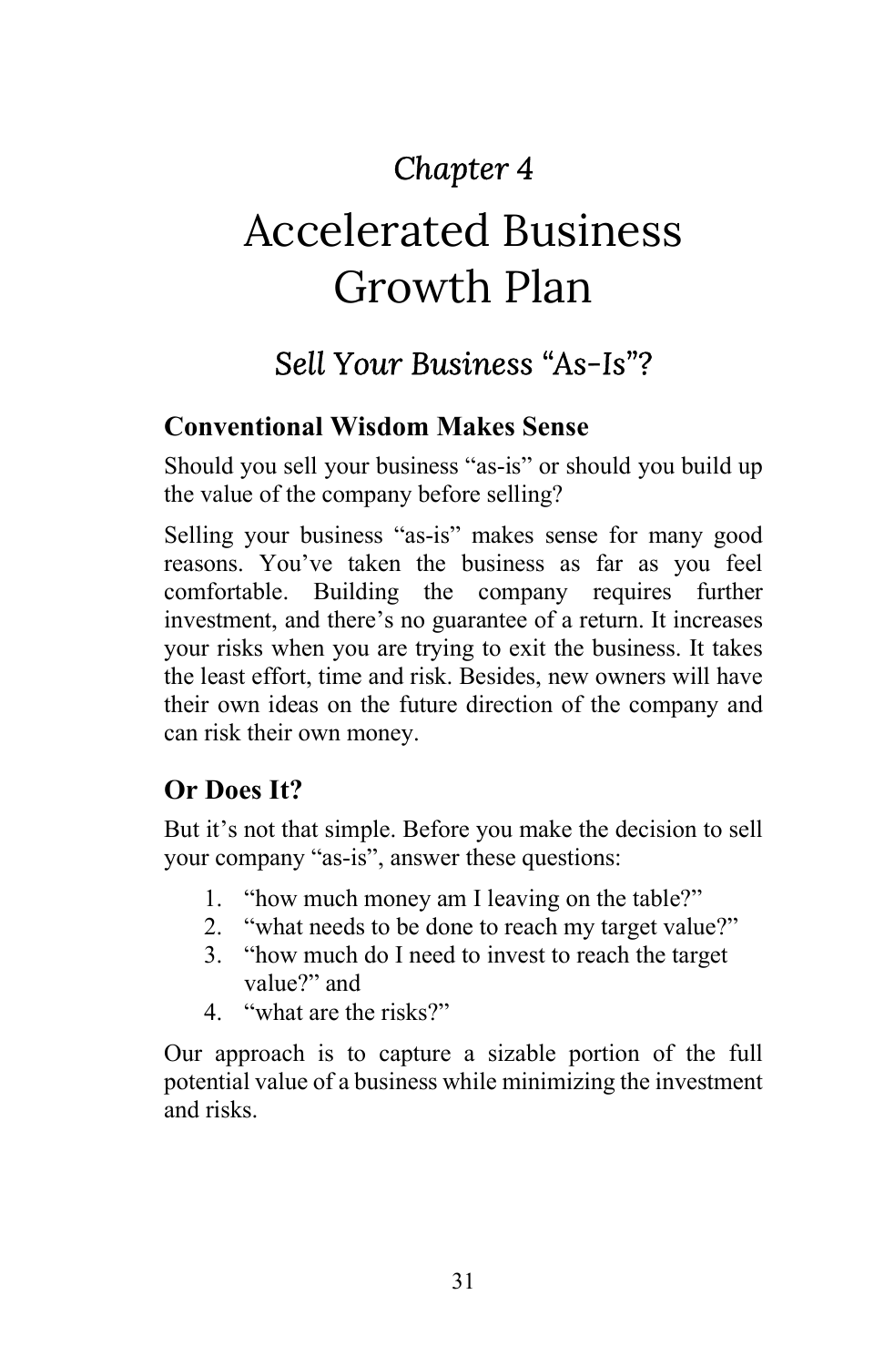# *Chapter 4*

# Accelerated Business Growth Plan

## *Sell Your Business "As-Is"?*

### Conventional Wisdom Makes Sense

Should you sell your business "as-is" or should you build up the value of the company before selling?

Selling your business "as-is" makes sense for many good reasons. You've taken the business as far as you feel comfortable. Building the company requires further investment, and there's no guarantee of a return. It increases your risks when you are trying to exit the business. It takes the least effort, time and risk. Besides, new owners will have their own ideas on the future direction of the company and can risk their own money.

### Or Does It?

But it's not that simple. Before you make the decision to sell your company "as-is", answer these questions:

1. "how much money am I leaving on the table?"
2. "what needs to be done to reach my target value?"
3. "how much do I need to invest to reach the target value?" and
4. "what are the risks?"

Our approach is to capture a sizable portion of the full potential value of a business while minimizing the investment and risks.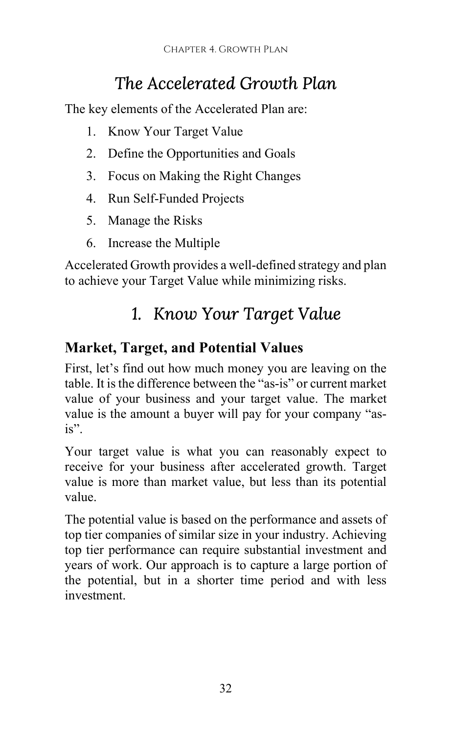## *The Accelerated Growth Plan*

The key elements of the Accelerated Plan are:

1. Know Your Target Value
2. Define the Opportunities and Goals
3. Focus on Making the Right Changes
4. Run Self-Funded Projects
5. Manage the Risks
6. Increase the Multiple

Accelerated Growth provides a well-defined strategy and plan to achieve your Target Value while minimizing risks.

## *1. Know Your Target Value*

### Market, Target, and Potential Values

First, let's find out how much money you are leaving on the table. It is the difference between the "as-is" or current market value of your business and your target value. The market value is the amount a buyer will pay for your company "as-is".

Your target value is what you can reasonably expect to receive for your business after accelerated growth. Target value is more than market value, but less than its potential value.

The potential value is based on the performance and assets of top tier companies of similar size in your industry. Achieving top tier performance can require substantial investment and years of work. Our approach is to capture a large portion of the potential, but in a shorter time period and with less investment.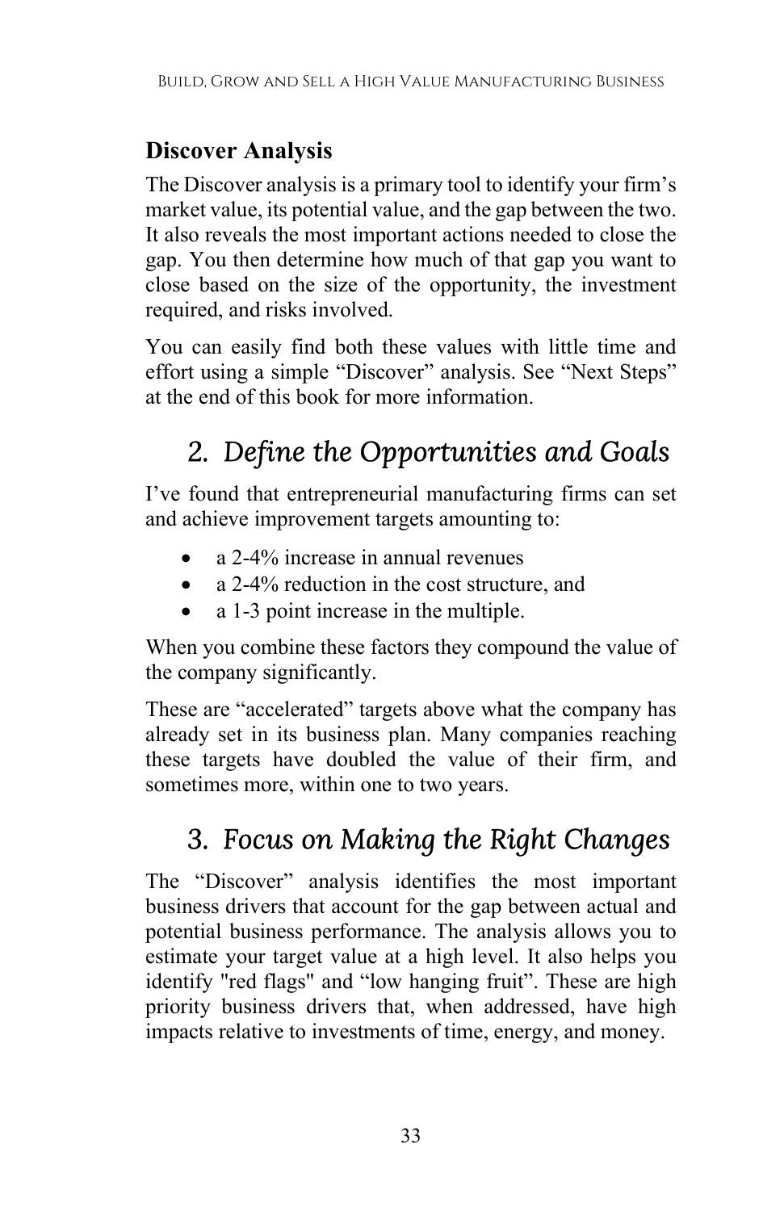### Discover Analysis

The Discover analysis is a primary tool to identify your firm's market value, its potential value, and the gap between the two. It also reveals the most important actions needed to close the gap. You then determine how much of that gap you want to close based on the size of the opportunity, the investment required, and risks involved.

You can easily find both these values with little time and effort using a simple "Discover" analysis. See "Next Steps" at the end of this book for more information.

## *2. Define the Opportunities and Goals*

I've found that entrepreneurial manufacturing firms can set and achieve improvement targets amounting to:

- a 2-4% increase in annual revenues
- a 2-4% reduction in the cost structure, and
- a 1-3 point increase in the multiple.

When you combine these factors they compound the value of the company significantly.

These are "accelerated" targets above what the company has already set in its business plan. Many companies reaching these targets have doubled the value of their firm, and sometimes more, within one to two years.

## *3. Focus on Making the Right Changes*

The "Discover" analysis identifies the most important business drivers that account for the gap between actual and potential business performance. The analysis allows you to estimate your target value at a high level. It also helps you identify "red flags" and "low hanging fruit". These are high priority business drivers that, when addressed, have high impacts relative to investments of time, energy, and money.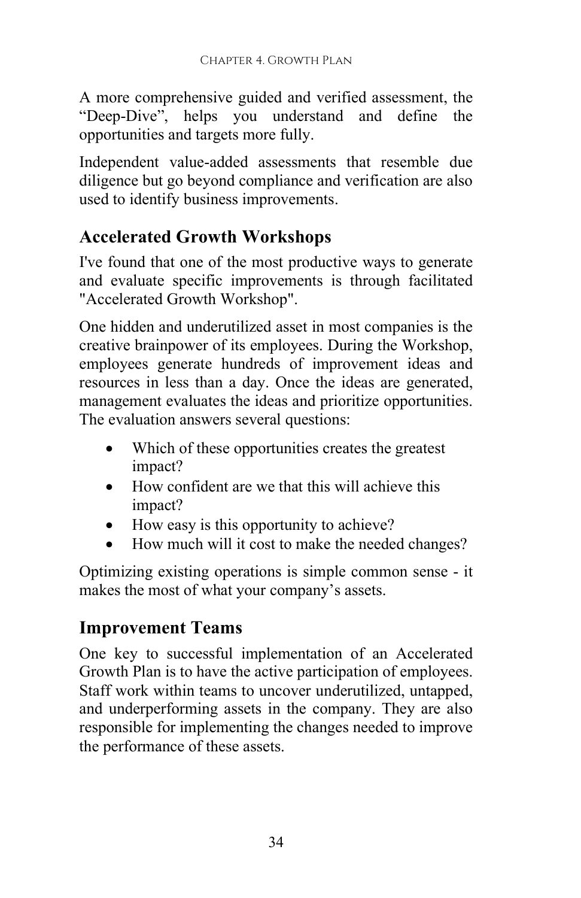A more comprehensive guided and verified assessment, the “Deep-Dive”, helps you understand and define the opportunities and targets more fully.

Independent value-added assessments that resemble due diligence but go beyond compliance and verification are also used to identify business improvements.

## Accelerated Growth Workshops

I've found that one of the most productive ways to generate and evaluate specific improvements is through facilitated "Accelerated Growth Workshop".

One hidden and underutilized asset in most companies is the creative brainpower of its employees. During the Workshop, employees generate hundreds of improvement ideas and resources in less than a day. Once the ideas are generated, management evaluates the ideas and prioritize opportunities. The evaluation answers several questions:

- Which of these opportunities creates the greatest impact?
- How confident are we that this will achieve this impact?
- How easy is this opportunity to achieve?
- How much will it cost to make the needed changes?

Optimizing existing operations is simple common sense - it makes the most of what your company’s assets.

## Improvement Teams

One key to successful implementation of an Accelerated Growth Plan is to have the active participation of employees. Staff work within teams to uncover underutilized, untapped, and underperforming assets in the company. They are also responsible for implementing the changes needed to improve the performance of these assets.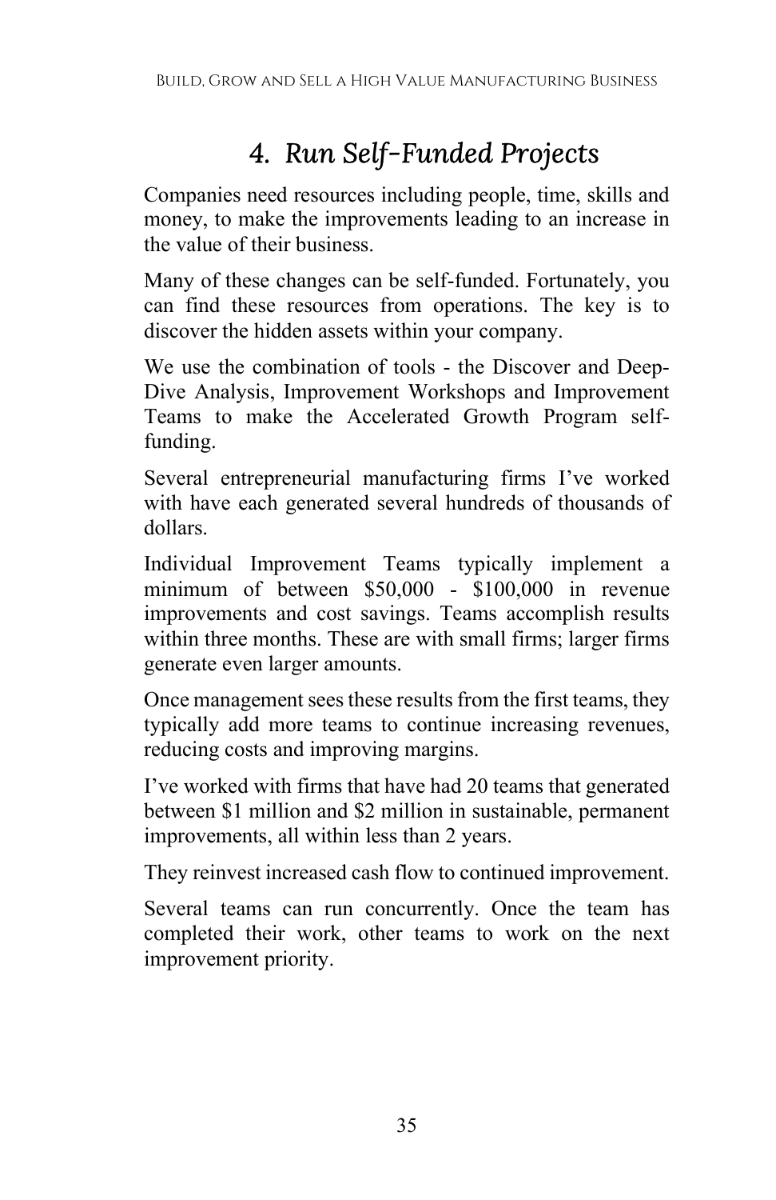# 4. *Run Self-Funded Projects*

Companies need resources including people, time, skills and money, to make the improvements leading to an increase in the value of their business.

Many of these changes can be self-funded. Fortunately, you can find these resources from operations. The key is to discover the hidden assets within your company.

We use the combination of tools - the Discover and Deep-Dive Analysis, Improvement Workshops and Improvement Teams to make the Accelerated Growth Program self-funding.

Several entrepreneurial manufacturing firms I've worked with have each generated several hundreds of thousands of dollars.

Individual Improvement Teams typically implement a minimum of between $50,000 - $100,000 in revenue improvements and cost savings. Teams accomplish results within three months. These are with small firms; larger firms generate even larger amounts.

Once management sees these results from the first teams, they typically add more teams to continue increasing revenues, reducing costs and improving margins.

I've worked with firms that have had 20 teams that generated between $1 million and $2 million in sustainable, permanent improvements, all within less than 2 years.

They reinvest increased cash flow to continued improvement.

Several teams can run concurrently. Once the team has completed their work, other teams to work on the next improvement priority.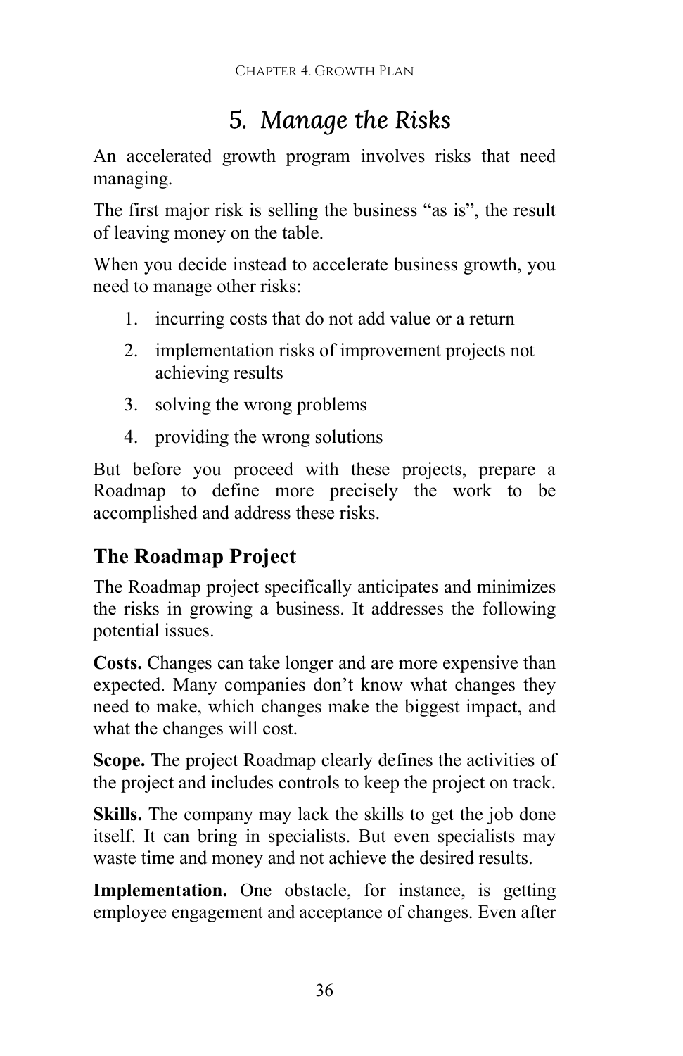## 5. *Manage the Risks*

An accelerated growth program involves risks that need managing.

The first major risk is selling the business "as is", the result of leaving money on the table.

When you decide instead to accelerate business growth, you need to manage other risks:

1. incurring costs that do not add value or a return
2. implementation risks of improvement projects not achieving results
3. solving the wrong problems
4. providing the wrong solutions

But before you proceed with these projects, prepare a Roadmap to define more precisely the work to be accomplished and address these risks.

### The Roadmap Project

The Roadmap project specifically anticipates and minimizes the risks in growing a business. It addresses the following potential issues.

**Costs.** Changes can take longer and are more expensive than expected. Many companies don't know what changes they need to make, which changes make the biggest impact, and what the changes will cost.

**Scope.** The project Roadmap clearly defines the activities of the project and includes controls to keep the project on track.

**Skills.** The company may lack the skills to get the job done itself. It can bring in specialists. But even specialists may waste time and money and not achieve the desired results.

**Implementation.** One obstacle, for instance, is getting employee engagement and acceptance of changes. Even after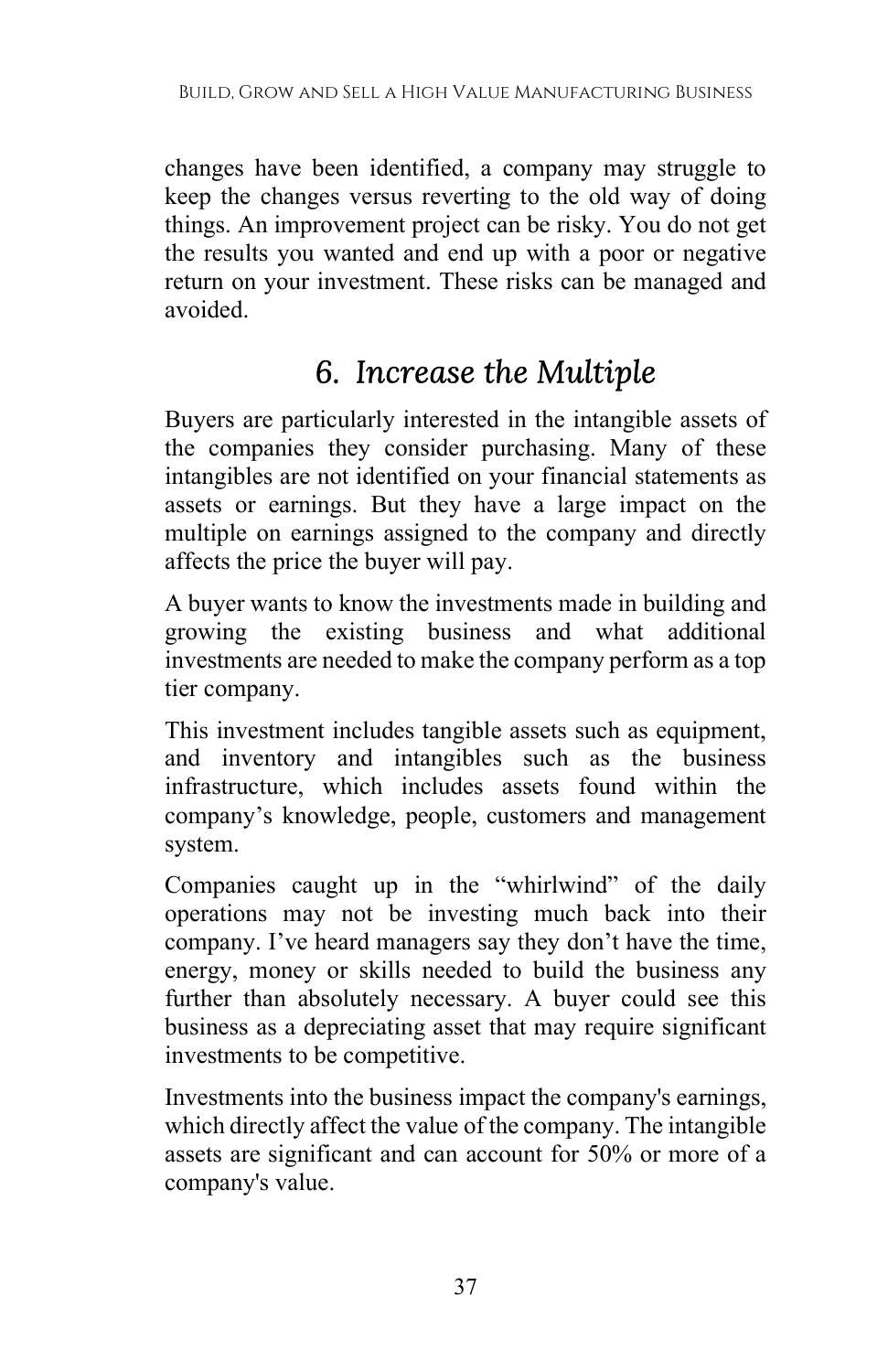changes have been identified, a company may struggle to keep the changes versus reverting to the old way of doing things. An improvement project can be risky. You do not get the results you wanted and end up with a poor or negative return on your investment. These risks can be managed and avoided.

## *6. Increase the Multiple*

Buyers are particularly interested in the intangible assets of the companies they consider purchasing. Many of these intangibles are not identified on your financial statements as assets or earnings. But they have a large impact on the multiple on earnings assigned to the company and directly affects the price the buyer will pay.

A buyer wants to know the investments made in building and growing the existing business and what additional investments are needed to make the company perform as a top tier company.

This investment includes tangible assets such as equipment, and inventory and intangibles such as the business infrastructure, which includes assets found within the company's knowledge, people, customers and management system.

Companies caught up in the "whirlwind" of the daily operations may not be investing much back into their company. I've heard managers say they don't have the time, energy, money or skills needed to build the business any further than absolutely necessary. A buyer could see this business as a depreciating asset that may require significant investments to be competitive.

Investments into the business impact the company's earnings, which directly affect the value of the company. The intangible assets are significant and can account for 50% or more of a company's value.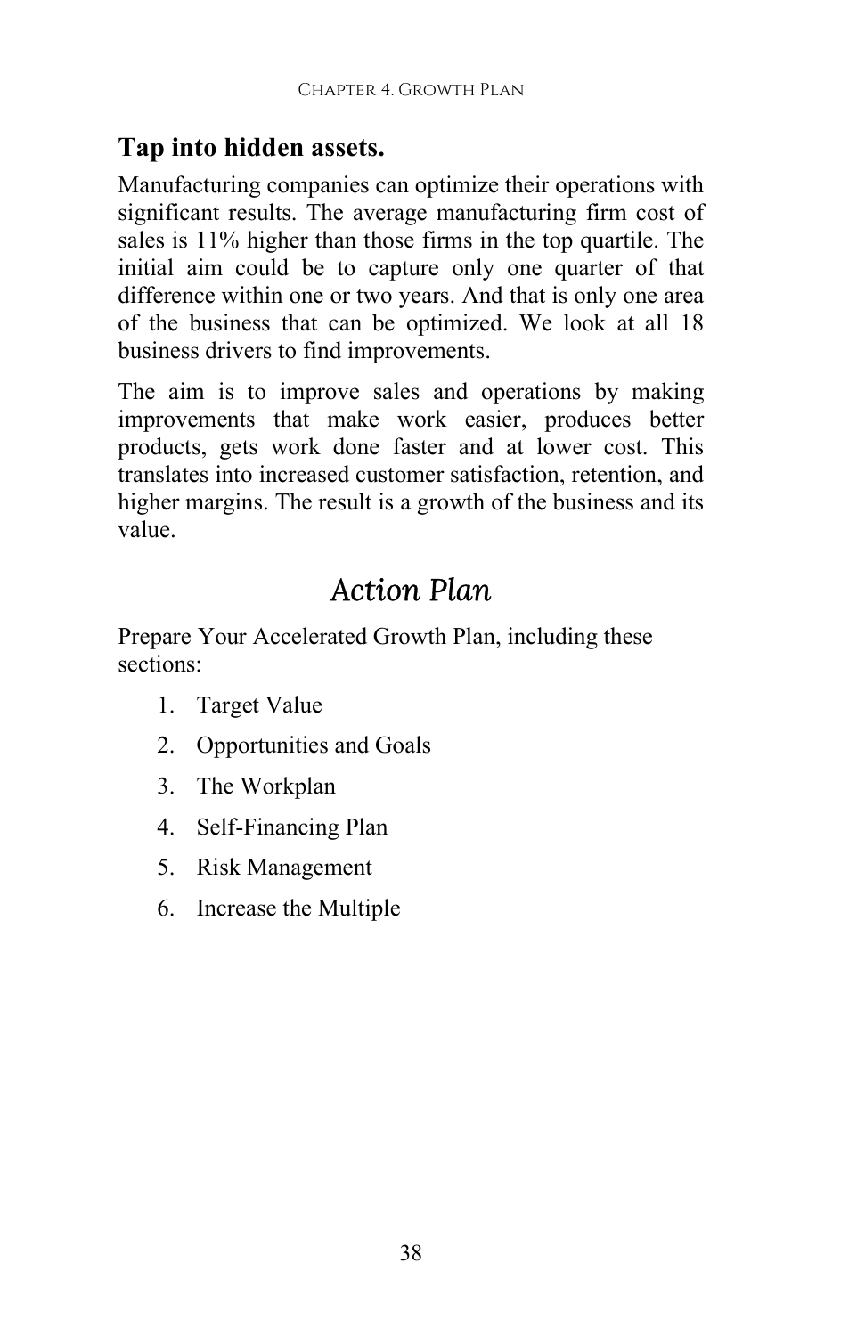**Tap into hidden assets.**

Manufacturing companies can optimize their operations with significant results. The average manufacturing firm cost of sales is 11% higher than those firms in the top quartile. The initial aim could be to capture only one quarter of that difference within one or two years. And that is only one area of the business that can be optimized. We look at all 18 business drivers to find improvements.

The aim is to improve sales and operations by making improvements that make work easier, produces better products, gets work done faster and at lower cost. This translates into increased customer satisfaction, retention, and higher margins. The result is a growth of the business and its value.

## *Action Plan*

Prepare Your Accelerated Growth Plan, including these sections:

1. Target Value
2. Opportunities and Goals
3. The Workplan
4. Self-Financing Plan
5. Risk Management
6. Increase the Multiple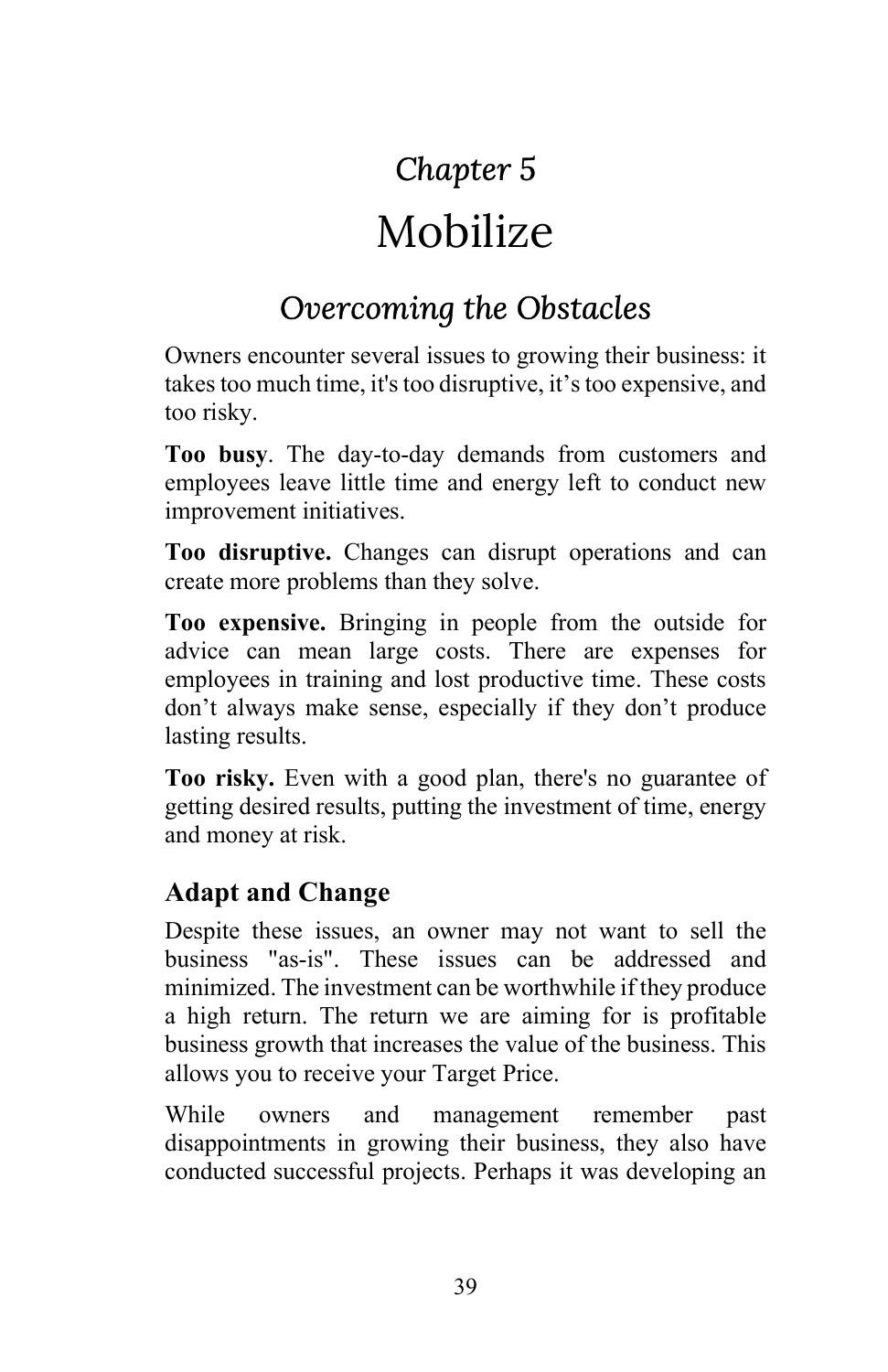# *Chapter 5*

# Mobilize

## *Overcoming the Obstacles*

Owners encounter several issues to growing their business: it takes too much time, it's too disruptive, it's too expensive, and too risky.

**Too busy**. The day-to-day demands from customers and employees leave little time and energy left to conduct new improvement initiatives.

**Too disruptive.** Changes can disrupt operations and can create more problems than they solve.

**Too expensive.** Bringing in people from the outside for advice can mean large costs. There are expenses for employees in training and lost productive time. These costs don't always make sense, especially if they don't produce lasting results.

**Too risky.** Even with a good plan, there's no guarantee of getting desired results, putting the investment of time, energy and money at risk.

### Adapt and Change

Despite these issues, an owner may not want to sell the business "as-is". These issues can be addressed and minimized. The investment can be worthwhile if they produce a high return. The return we are aiming for is profitable business growth that increases the value of the business. This allows you to receive your Target Price.

While owners and management remember past disappointments in growing their business, they also have conducted successful projects. Perhaps it was developing an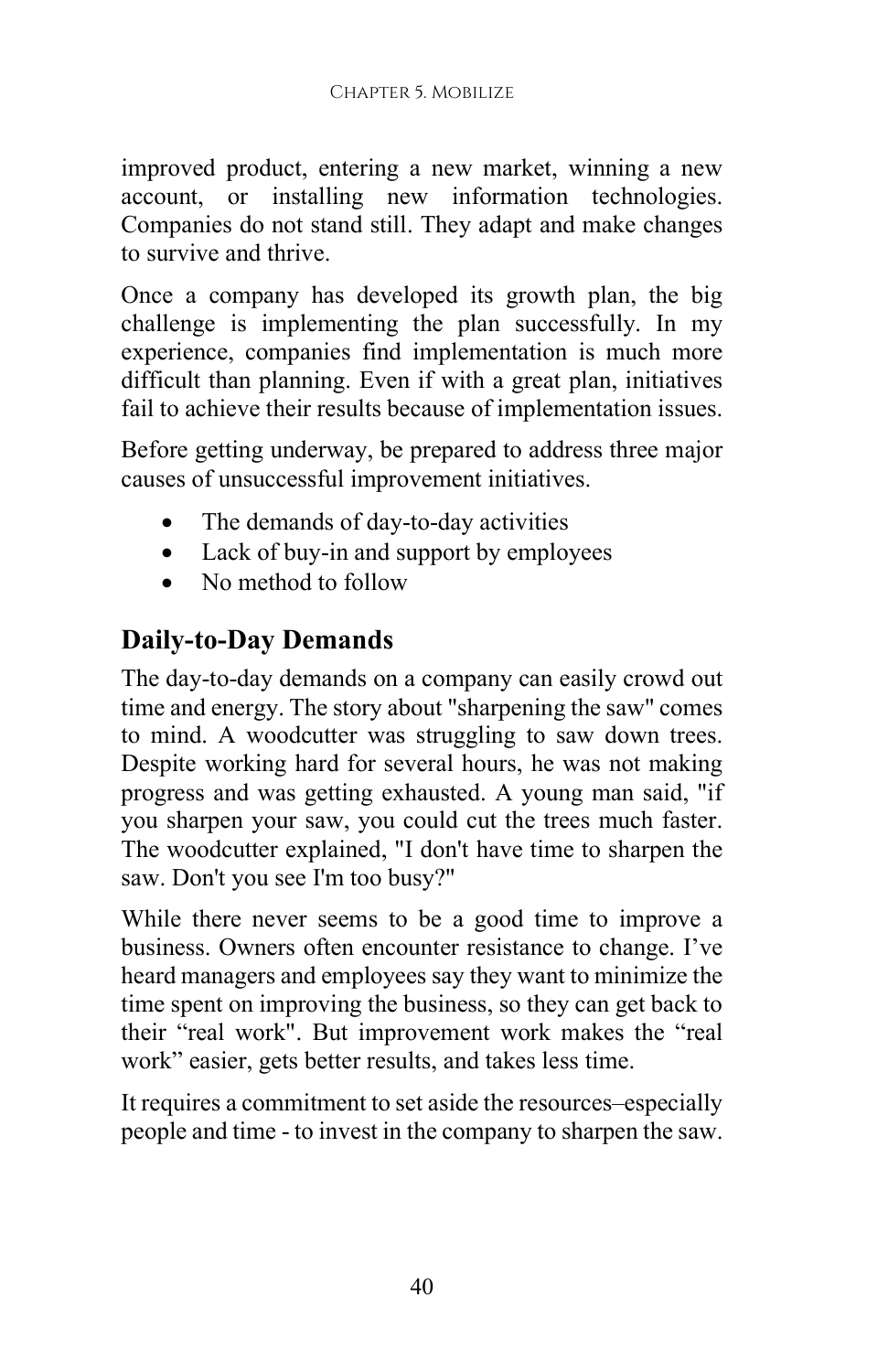improved product, entering a new market, winning a new account, or installing new information technologies. Companies do not stand still. They adapt and make changes to survive and thrive.

Once a company has developed its growth plan, the big challenge is implementing the plan successfully. In my experience, companies find implementation is much more difficult than planning. Even if with a great plan, initiatives fail to achieve their results because of implementation issues.

Before getting underway, be prepared to address three major causes of unsuccessful improvement initiatives.

- The demands of day-to-day activities
- Lack of buy-in and support by employees
- No method to follow

## Daily-to-Day Demands

The day-to-day demands on a company can easily crowd out time and energy. The story about "sharpening the saw" comes to mind. A woodcutter was struggling to saw down trees. Despite working hard for several hours, he was not making progress and was getting exhausted. A young man said, "if you sharpen your saw, you could cut the trees much faster. The woodcutter explained, "I don't have time to sharpen the saw. Don't you see I'm too busy?"

While there never seems to be a good time to improve a business. Owners often encounter resistance to change. I've heard managers and employees say they want to minimize the time spent on improving the business, so they can get back to their "real work". But improvement work makes the "real work" easier, gets better results, and takes less time.

It requires a commitment to set aside the resources–especially people and time - to invest in the company to sharpen the saw.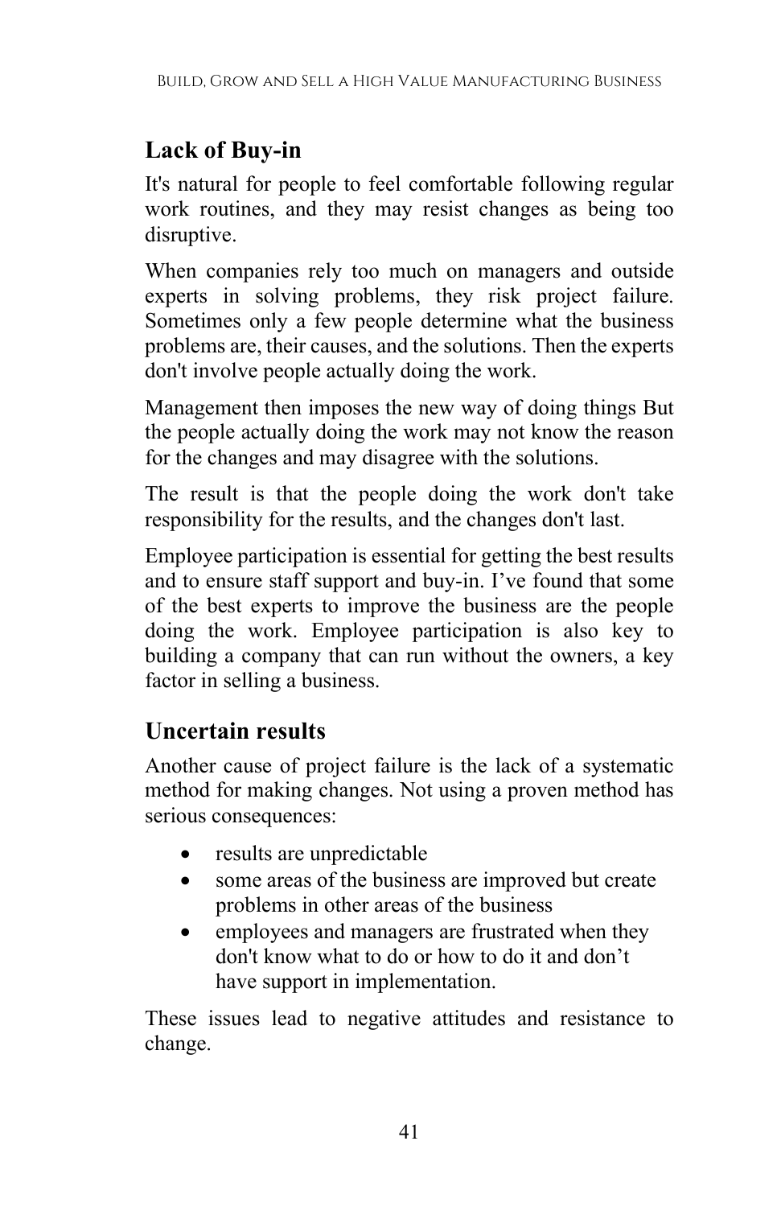## Lack of Buy-in

It's natural for people to feel comfortable following regular work routines, and they may resist changes as being too disruptive.

When companies rely too much on managers and outside experts in solving problems, they risk project failure. Sometimes only a few people determine what the business problems are, their causes, and the solutions. Then the experts don't involve people actually doing the work.

Management then imposes the new way of doing things But the people actually doing the work may not know the reason for the changes and may disagree with the solutions.

The result is that the people doing the work don't take responsibility for the results, and the changes don't last.

Employee participation is essential for getting the best results and to ensure staff support and buy-in. I've found that some of the best experts to improve the business are the people doing the work. Employee participation is also key to building a company that can run without the owners, a key factor in selling a business.

## Uncertain results

Another cause of project failure is the lack of a systematic method for making changes. Not using a proven method has serious consequences:

- results are unpredictable
- some areas of the business are improved but create problems in other areas of the business
- employees and managers are frustrated when they don't know what to do or how to do it and don't have support in implementation.

These issues lead to negative attitudes and resistance to change.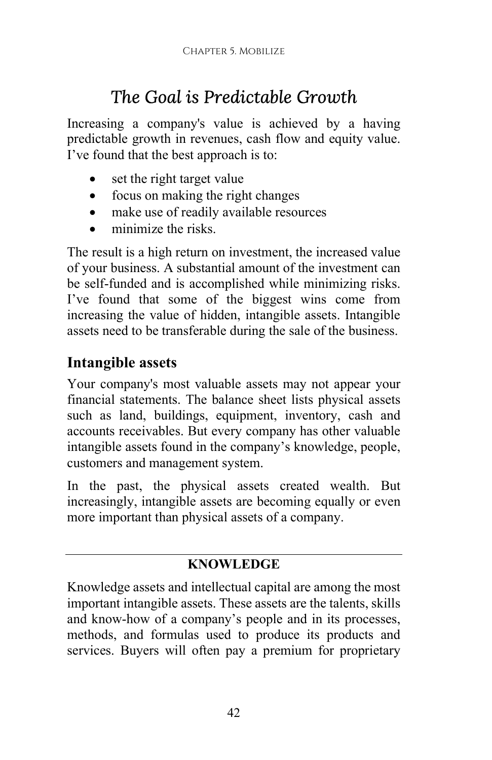# *The Goal is Predictable Growth*

Increasing a company's value is achieved by a having predictable growth in revenues, cash flow and equity value. I've found that the best approach is to:

- set the right target value
- focus on making the right changes
- make use of readily available resources
- minimize the risks.

The result is a high return on investment, the increased value of your business. A substantial amount of the investment can be self-funded and is accomplished while minimizing risks. I've found that some of the biggest wins come from increasing the value of hidden, intangible assets. Intangible assets need to be transferable during the sale of the business.

## Intangible assets

Your company's most valuable assets may not appear your financial statements. The balance sheet lists physical assets such as land, buildings, equipment, inventory, cash and accounts receivables. But every company has other valuable intangible assets found in the company's knowledge, people, customers and management system.

In the past, the physical assets created wealth. But increasingly, intangible assets are becoming equally or even more important than physical assets of a company.

---

**KNOWLEDGE**

Knowledge assets and intellectual capital are among the most important intangible assets. These assets are the talents, skills and know-how of a company's people and in its processes, methods, and formulas used to produce its products and services. Buyers will often pay a premium for proprietary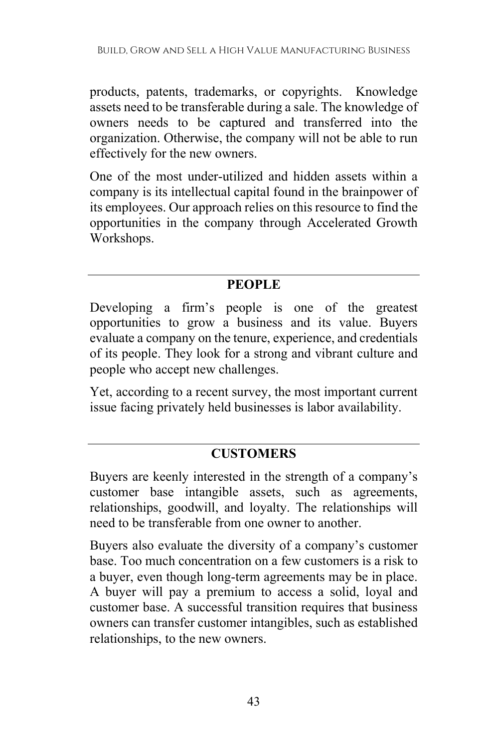products, patents, trademarks, or copyrights. Knowledge assets need to be transferable during a sale. The knowledge of owners needs to be captured and transferred into the organization. Otherwise, the company will not be able to run effectively for the new owners.

One of the most under-utilized and hidden assets within a company is its intellectual capital found in the brainpower of its employees. Our approach relies on this resource to find the opportunities in the company through Accelerated Growth Workshops.

## PEOPLE

Developing a firm's people is one of the greatest opportunities to grow a business and its value. Buyers evaluate a company on the tenure, experience, and credentials of its people. They look for a strong and vibrant culture and people who accept new challenges.

Yet, according to a recent survey, the most important current issue facing privately held businesses is labor availability.

## CUSTOMERS

Buyers are keenly interested in the strength of a company's customer base intangible assets, such as agreements, relationships, goodwill, and loyalty. The relationships will need to be transferable from one owner to another.

Buyers also evaluate the diversity of a company's customer base. Too much concentration on a few customers is a risk to a buyer, even though long-term agreements may be in place. A buyer will pay a premium to access a solid, loyal and customer base. A successful transition requires that business owners can transfer customer intangibles, such as established relationships, to the new owners.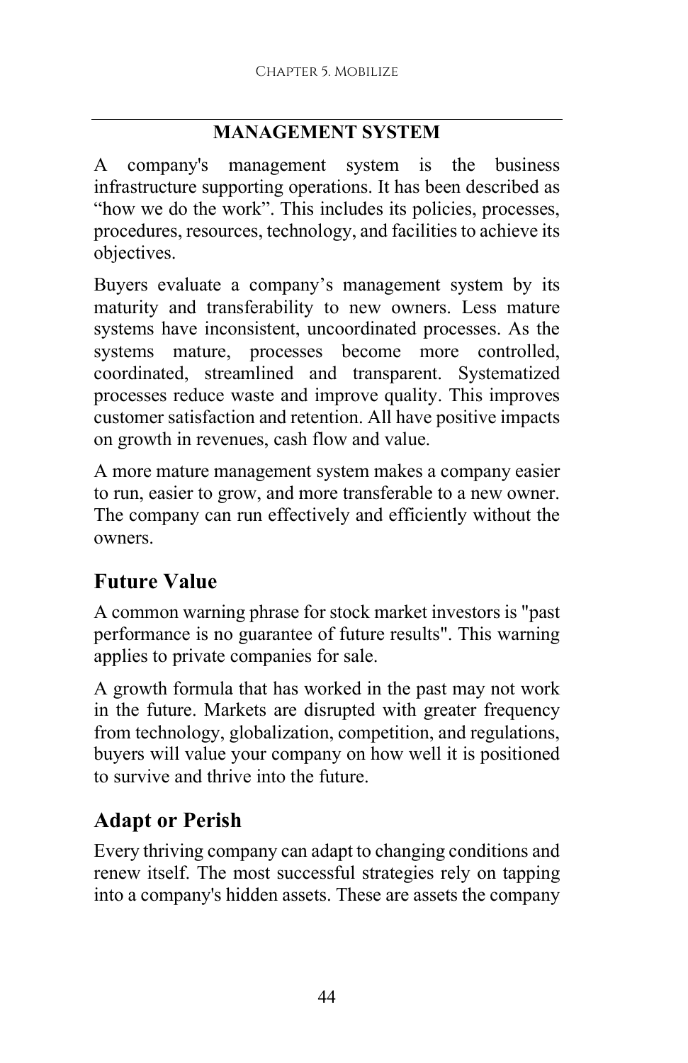## MANAGEMENT SYSTEM

A company's management system is the business infrastructure supporting operations. It has been described as "how we do the work". This includes its policies, processes, procedures, resources, technology, and facilities to achieve its objectives.

Buyers evaluate a company's management system by its maturity and transferability to new owners. Less mature systems have inconsistent, uncoordinated processes. As the systems mature, processes become more controlled, coordinated, streamlined and transparent. Systematized processes reduce waste and improve quality. This improves customer satisfaction and retention. All have positive impacts on growth in revenues, cash flow and value.

A more mature management system makes a company easier to run, easier to grow, and more transferable to a new owner. The company can run effectively and efficiently without the owners.

## Future Value

A common warning phrase for stock market investors is "past performance is no guarantee of future results". This warning applies to private companies for sale.

A growth formula that has worked in the past may not work in the future. Markets are disrupted with greater frequency from technology, globalization, competition, and regulations, buyers will value your company on how well it is positioned to survive and thrive into the future.

## Adapt or Perish

Every thriving company can adapt to changing conditions and renew itself. The most successful strategies rely on tapping into a company's hidden assets. These are assets the company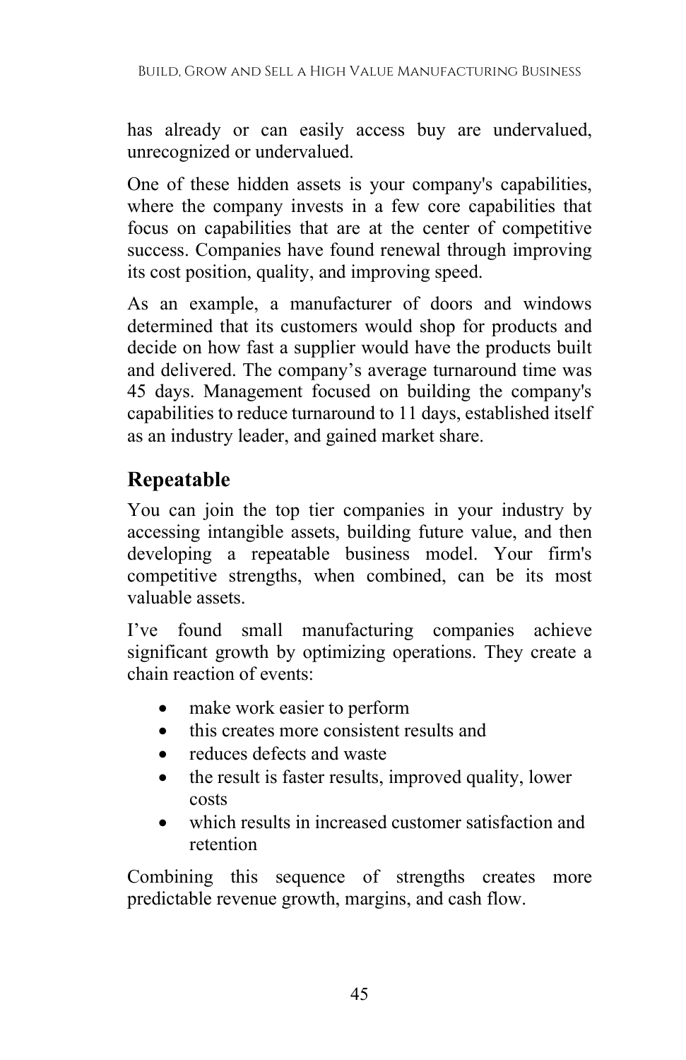has already or can easily access buy are undervalued, unrecognized or undervalued.

One of these hidden assets is your company's capabilities, where the company invests in a few core capabilities that focus on capabilities that are at the center of competitive success. Companies have found renewal through improving its cost position, quality, and improving speed.

As an example, a manufacturer of doors and windows determined that its customers would shop for products and decide on how fast a supplier would have the products built and delivered. The company's average turnaround time was 45 days. Management focused on building the company's capabilities to reduce turnaround to 11 days, established itself as an industry leader, and gained market share.

## Repeatable

You can join the top tier companies in your industry by accessing intangible assets, building future value, and then developing a repeatable business model. Your firm's competitive strengths, when combined, can be its most valuable assets.

I've found small manufacturing companies achieve significant growth by optimizing operations. They create a chain reaction of events:

- make work easier to perform
- this creates more consistent results and
- reduces defects and waste
- the result is faster results, improved quality, lower costs
- which results in increased customer satisfaction and retention

Combining this sequence of strengths creates more predictable revenue growth, margins, and cash flow.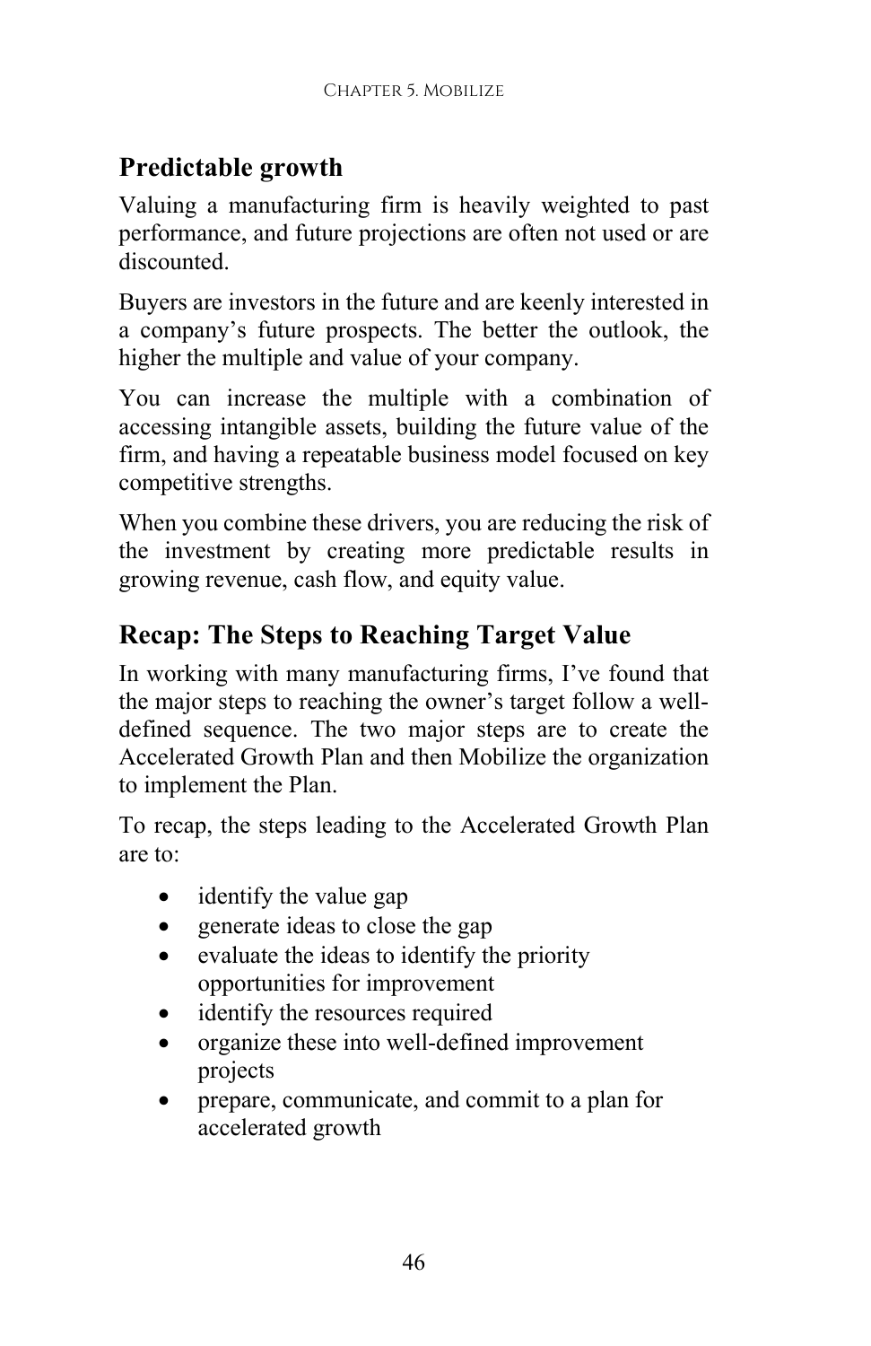## Predictable growth

Valuing a manufacturing firm is heavily weighted to past performance, and future projections are often not used or are discounted.

Buyers are investors in the future and are keenly interested in a company's future prospects. The better the outlook, the higher the multiple and value of your company.

You can increase the multiple with a combination of accessing intangible assets, building the future value of the firm, and having a repeatable business model focused on key competitive strengths.

When you combine these drivers, you are reducing the risk of the investment by creating more predictable results in growing revenue, cash flow, and equity value.

## Recap: The Steps to Reaching Target Value

In working with many manufacturing firms, I've found that the major steps to reaching the owner's target follow a well-defined sequence. The two major steps are to create the Accelerated Growth Plan and then Mobilize the organization to implement the Plan.

To recap, the steps leading to the Accelerated Growth Plan are to:

- identify the value gap
- generate ideas to close the gap
- evaluate the ideas to identify the priority opportunities for improvement
- identify the resources required
- organize these into well-defined improvement projects
- prepare, communicate, and commit to a plan for accelerated growth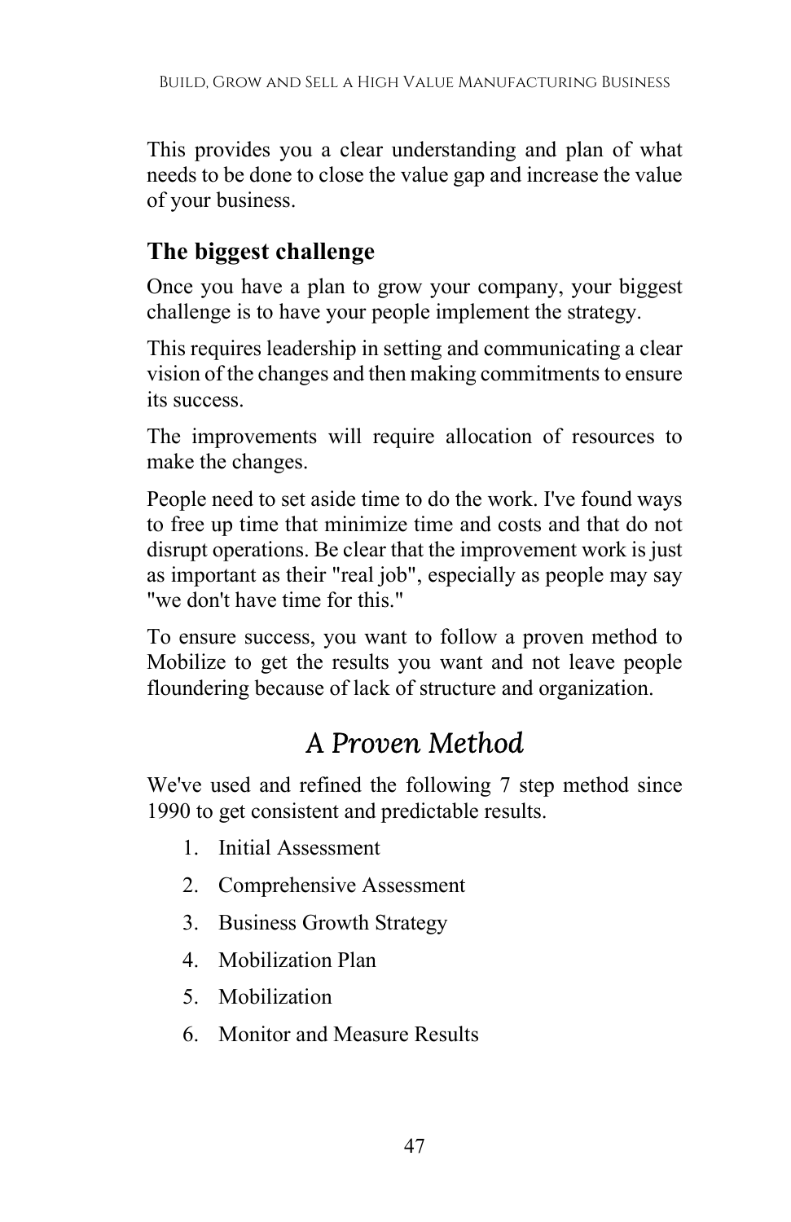This provides you a clear understanding and plan of what needs to be done to close the value gap and increase the value of your business.

### The biggest challenge

Once you have a plan to grow your company, your biggest challenge is to have your people implement the strategy.

This requires leadership in setting and communicating a clear vision of the changes and then making commitments to ensure its success.

The improvements will require allocation of resources to make the changes.

People need to set aside time to do the work. I've found ways to free up time that minimize time and costs and that do not disrupt operations. Be clear that the improvement work is just as important as their "real job", especially as people may say "we don't have time for this."

To ensure success, you want to follow a proven method to Mobilize to get the results you want and not leave people floundering because of lack of structure and organization.

## *A Proven Method*

We've used and refined the following 7 step method since 1990 to get consistent and predictable results.

1. Initial Assessment
2. Comprehensive Assessment
3. Business Growth Strategy
4. Mobilization Plan
5. Mobilization
6. Monitor and Measure Results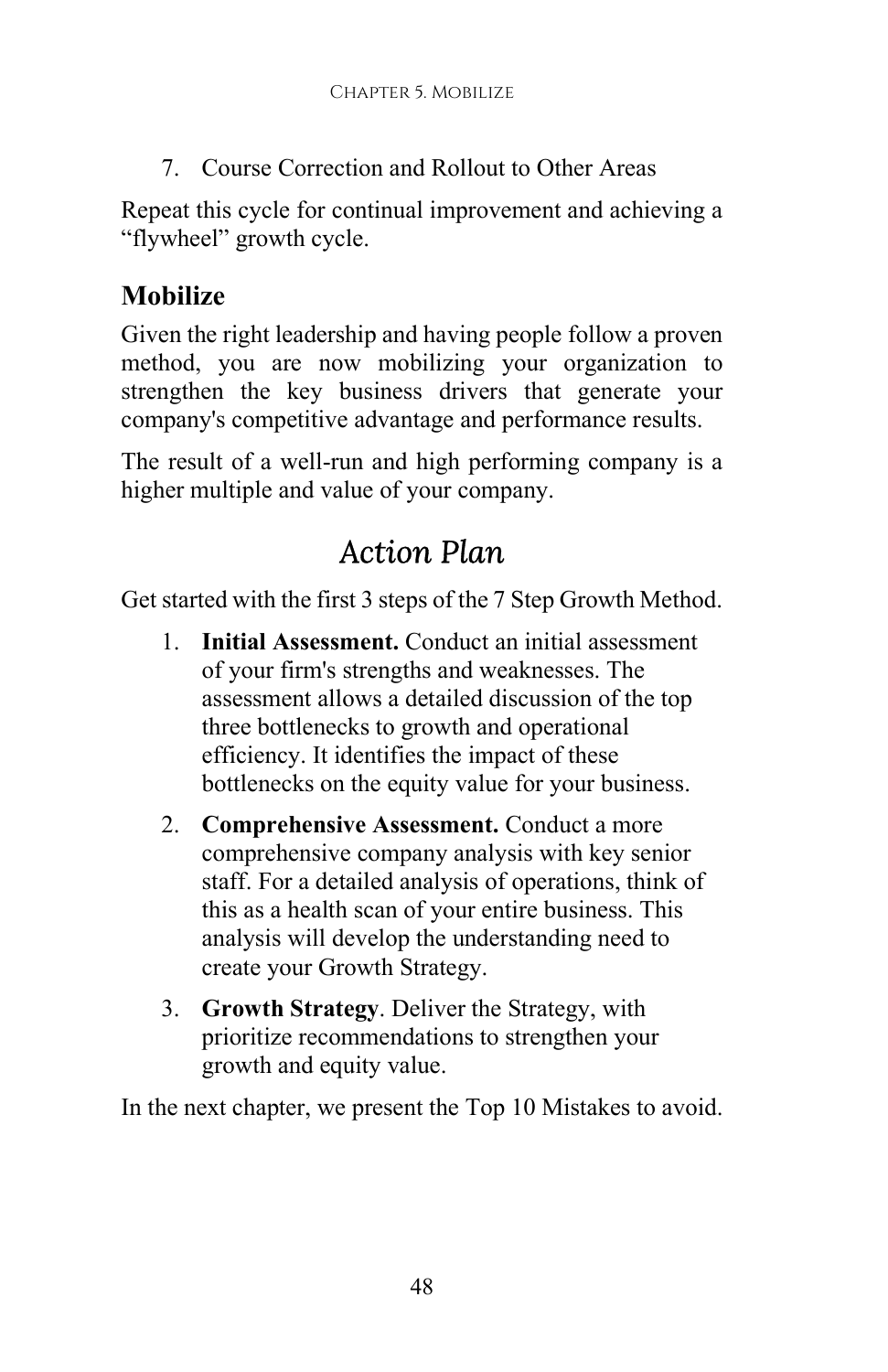7. Course Correction and Rollout to Other Areas

Repeat this cycle for continual improvement and achieving a "flywheel" growth cycle.

### Mobilize

Given the right leadership and having people follow a proven method, you are now mobilizing your organization to strengthen the key business drivers that generate your company's competitive advantage and performance results.

The result of a well-run and high performing company is a higher multiple and value of your company.

## *Action Plan*

Get started with the first 3 steps of the 7 Step Growth Method.

1. **Initial Assessment.** Conduct an initial assessment of your firm's strengths and weaknesses. The assessment allows a detailed discussion of the top three bottlenecks to growth and operational efficiency. It identifies the impact of these bottlenecks on the equity value for your business.
2. **Comprehensive Assessment.** Conduct a more comprehensive company analysis with key senior staff. For a detailed analysis of operations, think of this as a health scan of your entire business. This analysis will develop the understanding need to create your Growth Strategy.
3. **Growth Strategy**. Deliver the Strategy, with prioritize recommendations to strengthen your growth and equity value.

In the next chapter, we present the Top 10 Mistakes to avoid.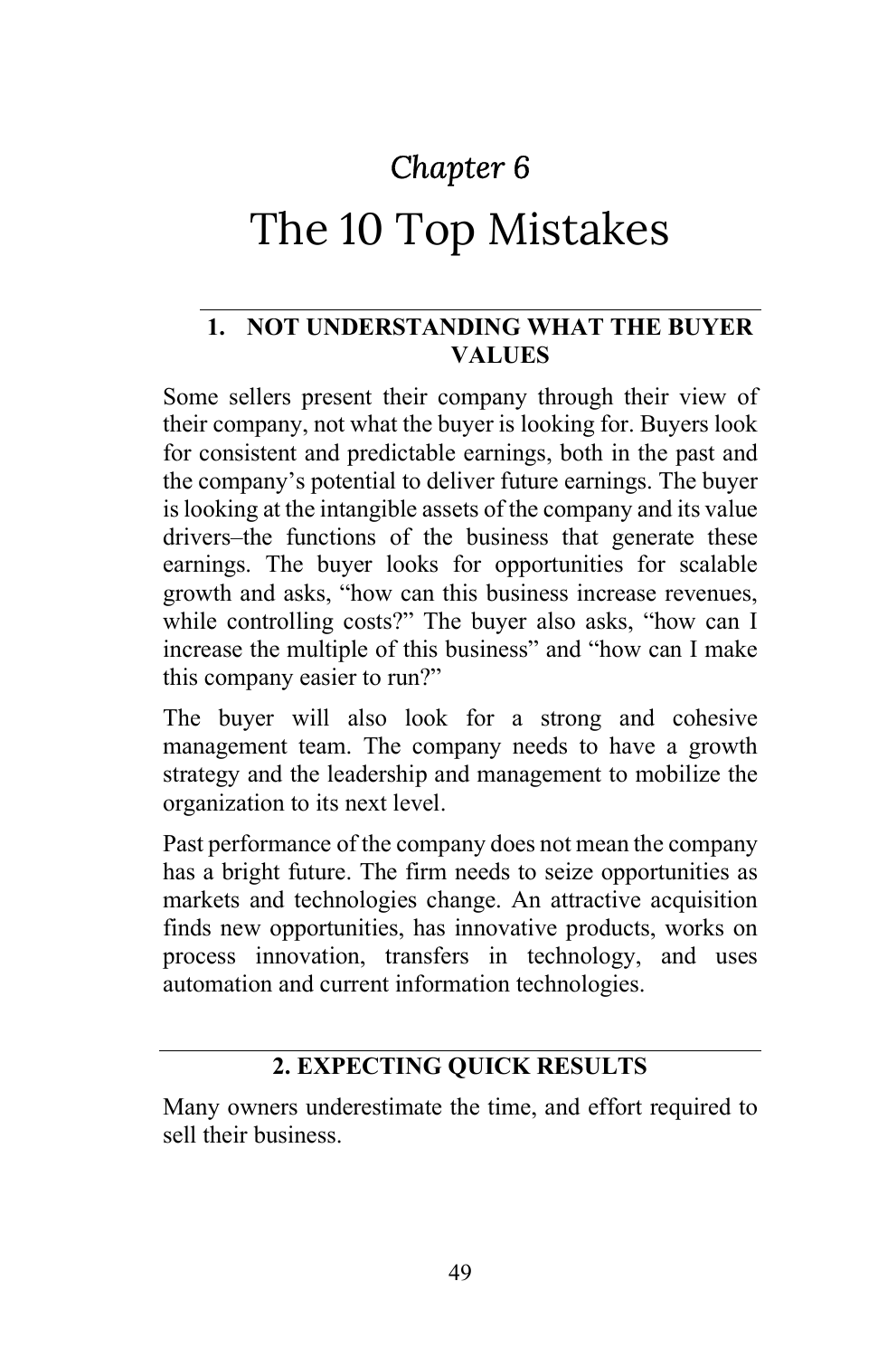*Chapter 6*

# The 10 Top Mistakes

## 1. NOT UNDERSTANDING WHAT THE BUYER VALUES

Some sellers present their company through their view of their company, not what the buyer is looking for. Buyers look for consistent and predictable earnings, both in the past and the company's potential to deliver future earnings. The buyer is looking at the intangible assets of the company and its value drivers–the functions of the business that generate these earnings. The buyer looks for opportunities for scalable growth and asks, "how can this business increase revenues, while controlling costs?" The buyer also asks, "how can I increase the multiple of this business" and "how can I make this company easier to run?"

The buyer will also look for a strong and cohesive management team. The company needs to have a growth strategy and the leadership and management to mobilize the organization to its next level.

Past performance of the company does not mean the company has a bright future. The firm needs to seize opportunities as markets and technologies change. An attractive acquisition finds new opportunities, has innovative products, works on process innovation, transfers in technology, and uses automation and current information technologies.

## 2. EXPECTING QUICK RESULTS

Many owners underestimate the time, and effort required to sell their business.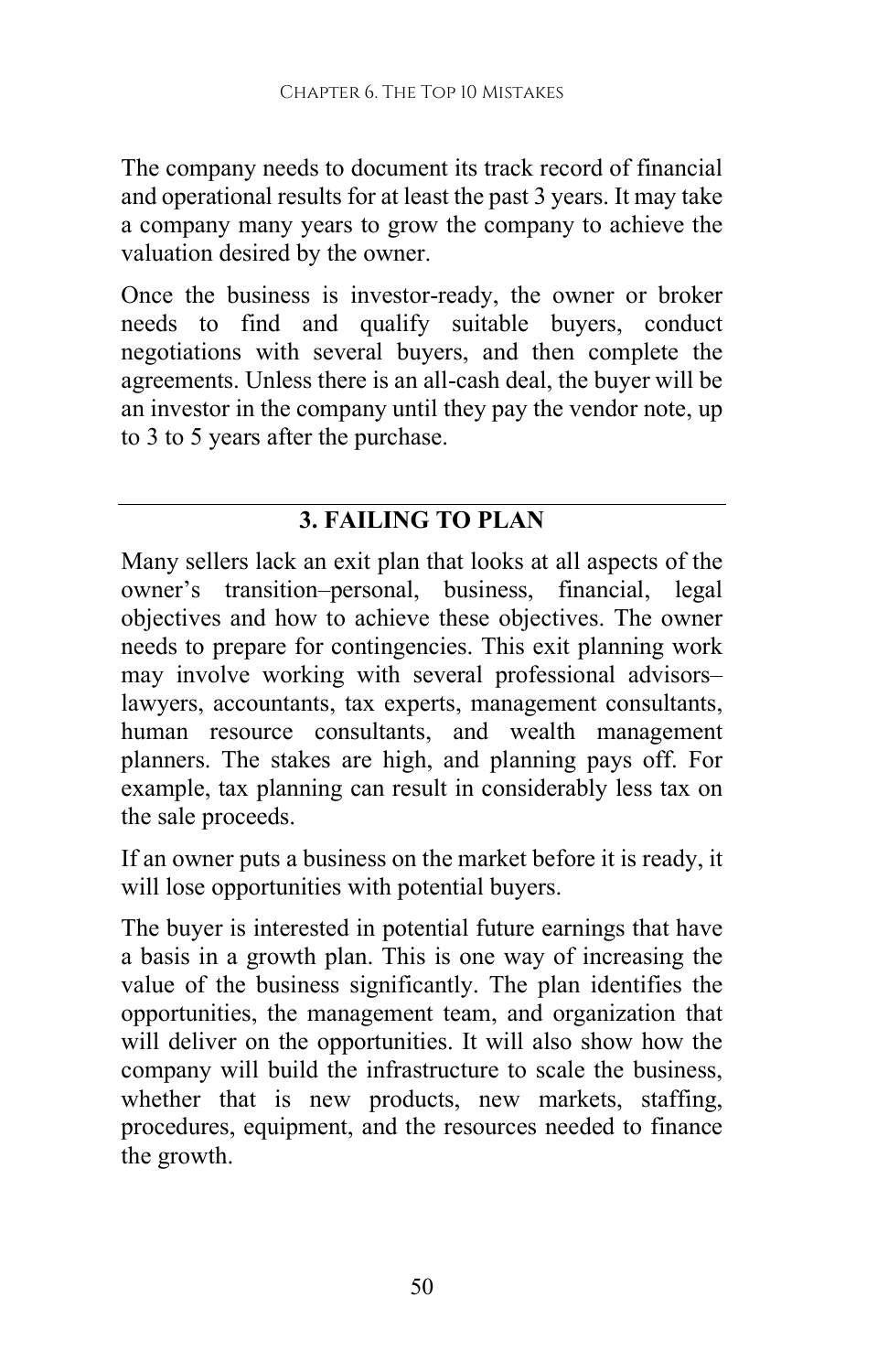The company needs to document its track record of financial and operational results for at least the past 3 years. It may take a company many years to grow the company to achieve the valuation desired by the owner.

Once the business is investor-ready, the owner or broker needs to find and qualify suitable buyers, conduct negotiations with several buyers, and then complete the agreements. Unless there is an all-cash deal, the buyer will be an investor in the company until they pay the vendor note, up to 3 to 5 years after the purchase.

## 3. FAILING TO PLAN

Many sellers lack an exit plan that looks at all aspects of the owner's transition–personal, business, financial, legal objectives and how to achieve these objectives. The owner needs to prepare for contingencies. This exit planning work may involve working with several professional advisors–lawyers, accountants, tax experts, management consultants, human resource consultants, and wealth management planners. The stakes are high, and planning pays off. For example, tax planning can result in considerably less tax on the sale proceeds.

If an owner puts a business on the market before it is ready, it will lose opportunities with potential buyers.

The buyer is interested in potential future earnings that have a basis in a growth plan. This is one way of increasing the value of the business significantly. The plan identifies the opportunities, the management team, and organization that will deliver on the opportunities. It will also show how the company will build the infrastructure to scale the business, whether that is new products, new markets, staffing, procedures, equipment, and the resources needed to finance the growth.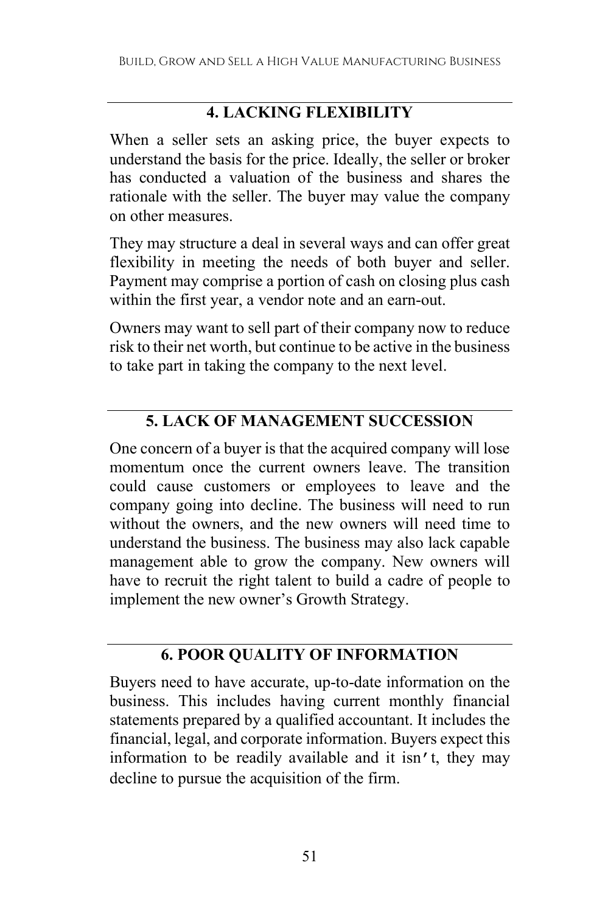## 4. LACKING FLEXIBILITY

When a seller sets an asking price, the buyer expects to understand the basis for the price. Ideally, the seller or broker has conducted a valuation of the business and shares the rationale with the seller. The buyer may value the company on other measures.

They may structure a deal in several ways and can offer great flexibility in meeting the needs of both buyer and seller. Payment may comprise a portion of cash on closing plus cash within the first year, a vendor note and an earn-out.

Owners may want to sell part of their company now to reduce risk to their net worth, but continue to be active in the business to take part in taking the company to the next level.

## 5. LACK OF MANAGEMENT SUCCESSION

One concern of a buyer is that the acquired company will lose momentum once the current owners leave. The transition could cause customers or employees to leave and the company going into decline. The business will need to run without the owners, and the new owners will need time to understand the business. The business may also lack capable management able to grow the company. New owners will have to recruit the right talent to build a cadre of people to implement the new owner's Growth Strategy.

## 6. POOR QUALITY OF INFORMATION

Buyers need to have accurate, up-to-date information on the business. This includes having current monthly financial statements prepared by a qualified accountant. It includes the financial, legal, and corporate information. Buyers expect this information to be readily available and it isn't, they may decline to pursue the acquisition of the firm.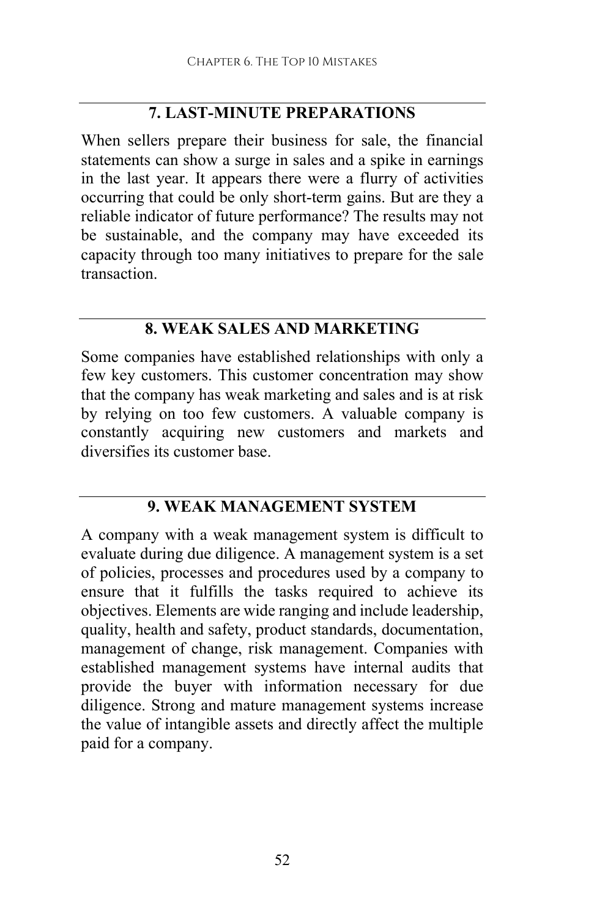## 7. LAST-MINUTE PREPARATIONS

When sellers prepare their business for sale, the financial statements can show a surge in sales and a spike in earnings in the last year. It appears there were a flurry of activities occurring that could be only short-term gains. But are they a reliable indicator of future performance? The results may not be sustainable, and the company may have exceeded its capacity through too many initiatives to prepare for the sale transaction.

## 8. WEAK SALES AND MARKETING

Some companies have established relationships with only a few key customers. This customer concentration may show that the company has weak marketing and sales and is at risk by relying on too few customers. A valuable company is constantly acquiring new customers and markets and diversifies its customer base.

## 9. WEAK MANAGEMENT SYSTEM

A company with a weak management system is difficult to evaluate during due diligence. A management system is a set of policies, processes and procedures used by a company to ensure that it fulfills the tasks required to achieve its objectives. Elements are wide ranging and include leadership, quality, health and safety, product standards, documentation, management of change, risk management. Companies with established management systems have internal audits that provide the buyer with information necessary for due diligence. Strong and mature management systems increase the value of intangible assets and directly affect the multiple paid for a company.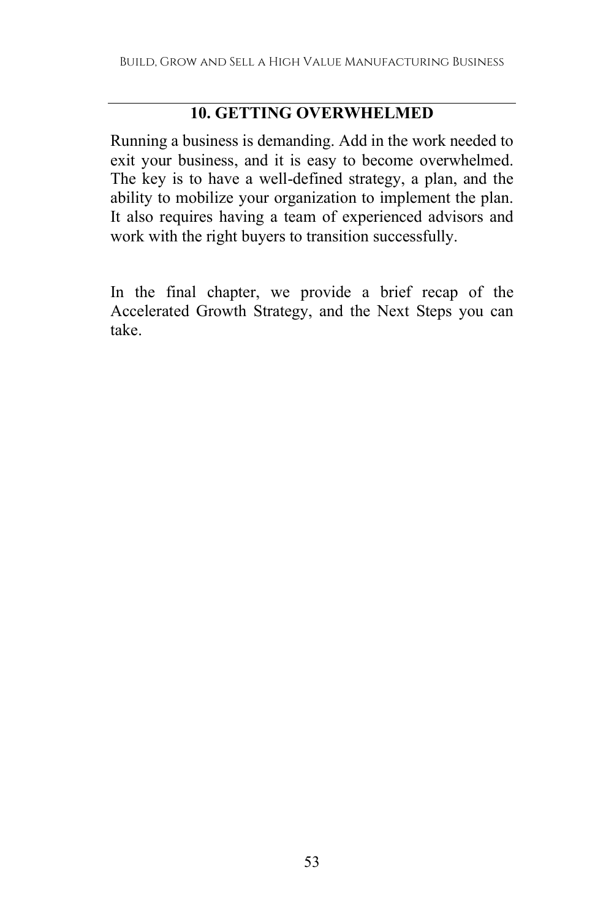## 10. GETTING OVERWHELMED

Running a business is demanding. Add in the work needed to exit your business, and it is easy to become overwhelmed. The key is to have a well-defined strategy, a plan, and the ability to mobilize your organization to implement the plan. It also requires having a team of experienced advisors and work with the right buyers to transition successfully.

In the final chapter, we provide a brief recap of the Accelerated Growth Strategy, and the Next Steps you can take.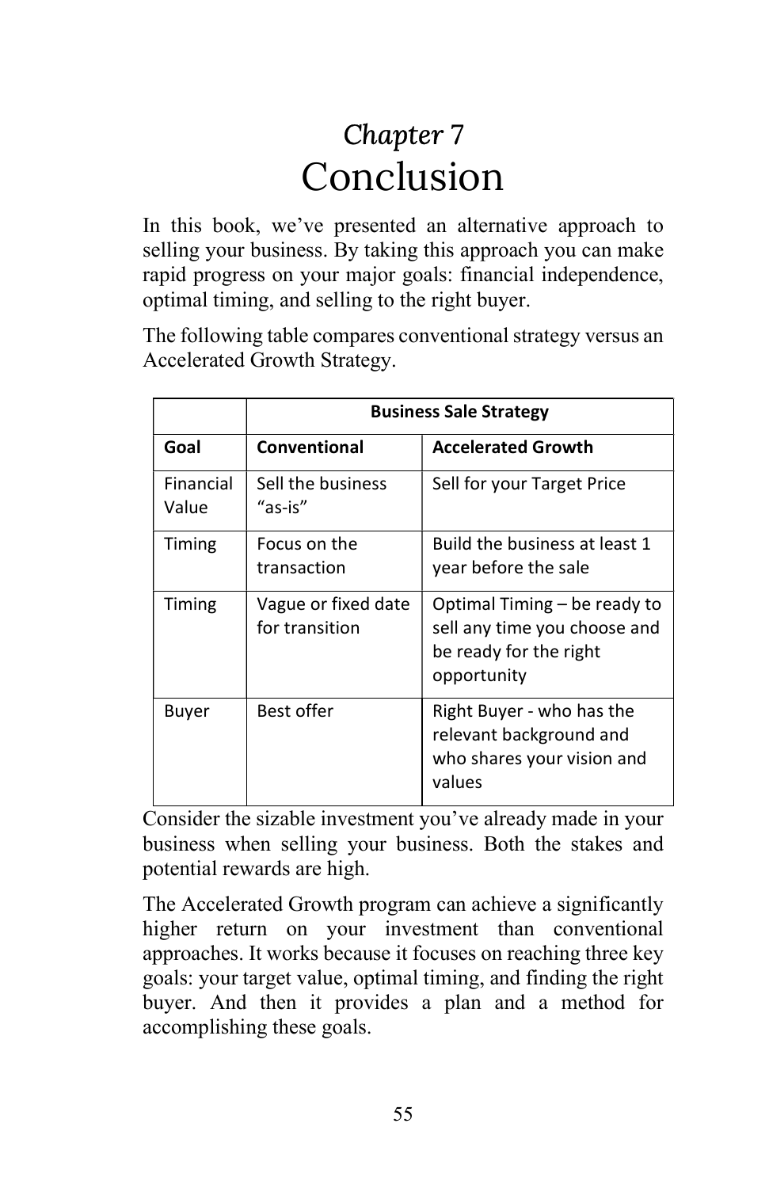# *Chapter 7*
# Conclusion

In this book, we've presented an alternative approach to selling your business. By taking this approach you can make rapid progress on your major goals: financial independence, optimal timing, and selling to the right buyer.

The following table compares conventional strategy versus an Accelerated Growth Strategy.

| | **Business Sale Strategy** | |
|---|---|---|
| **Goal** | **Conventional** | **Accelerated Growth** |
| Financial Value | Sell the business "as-is" | Sell for your Target Price |
| Timing | Focus on the transaction | Build the business at least 1 year before the sale |
| Timing | Vague or fixed date for transition | Optimal Timing – be ready to sell any time you choose and be ready for the right opportunity |
| Buyer | Best offer | Right Buyer - who has the relevant background and who shares your vision and values |

Consider the sizable investment you've already made in your business when selling your business. Both the stakes and potential rewards are high.

The Accelerated Growth program can achieve a significantly higher return on your investment than conventional approaches. It works because it focuses on reaching three key goals: your target value, optimal timing, and finding the right buyer. And then it provides a plan and a method for accomplishing these goals.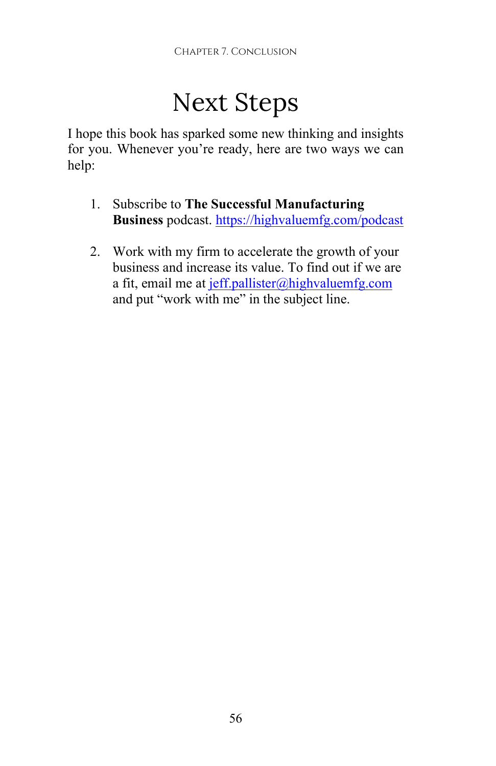# Next Steps

I hope this book has sparked some new thinking and insights for you. Whenever you're ready, here are two ways we can help:

1. Subscribe to **The Successful Manufacturing Business** podcast. https://highvaluemfg.com/podcast

2. Work with my firm to accelerate the growth of your business and increase its value. To find out if we are a fit, email me at jeff.pallister@highvaluemfg.com and put "work with me" in the subject line.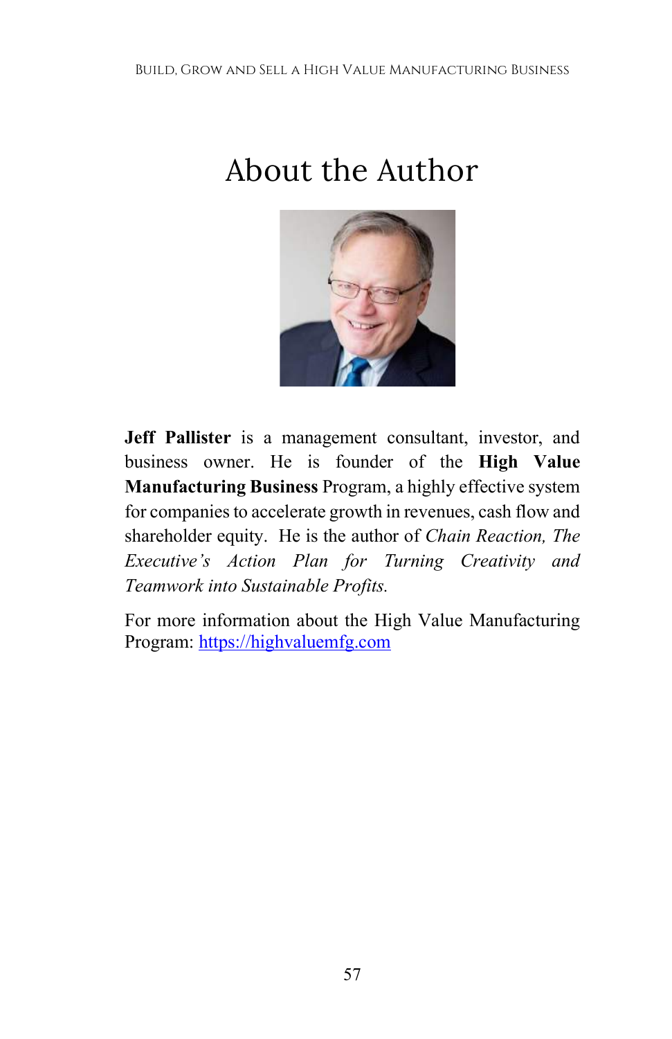# About the Author

**Jeff Pallister** is a management consultant, investor, and business owner. He is founder of the **High Value Manufacturing Business** Program, a highly effective system for companies to accelerate growth in revenues, cash flow and shareholder equity. He is the author of *Chain Reaction, The Executive's Action Plan for Turning Creativity and Teamwork into Sustainable Profits.*

For more information about the High Value Manufacturing Program: [https://highvaluemfg.com](https://highvaluemfg.com)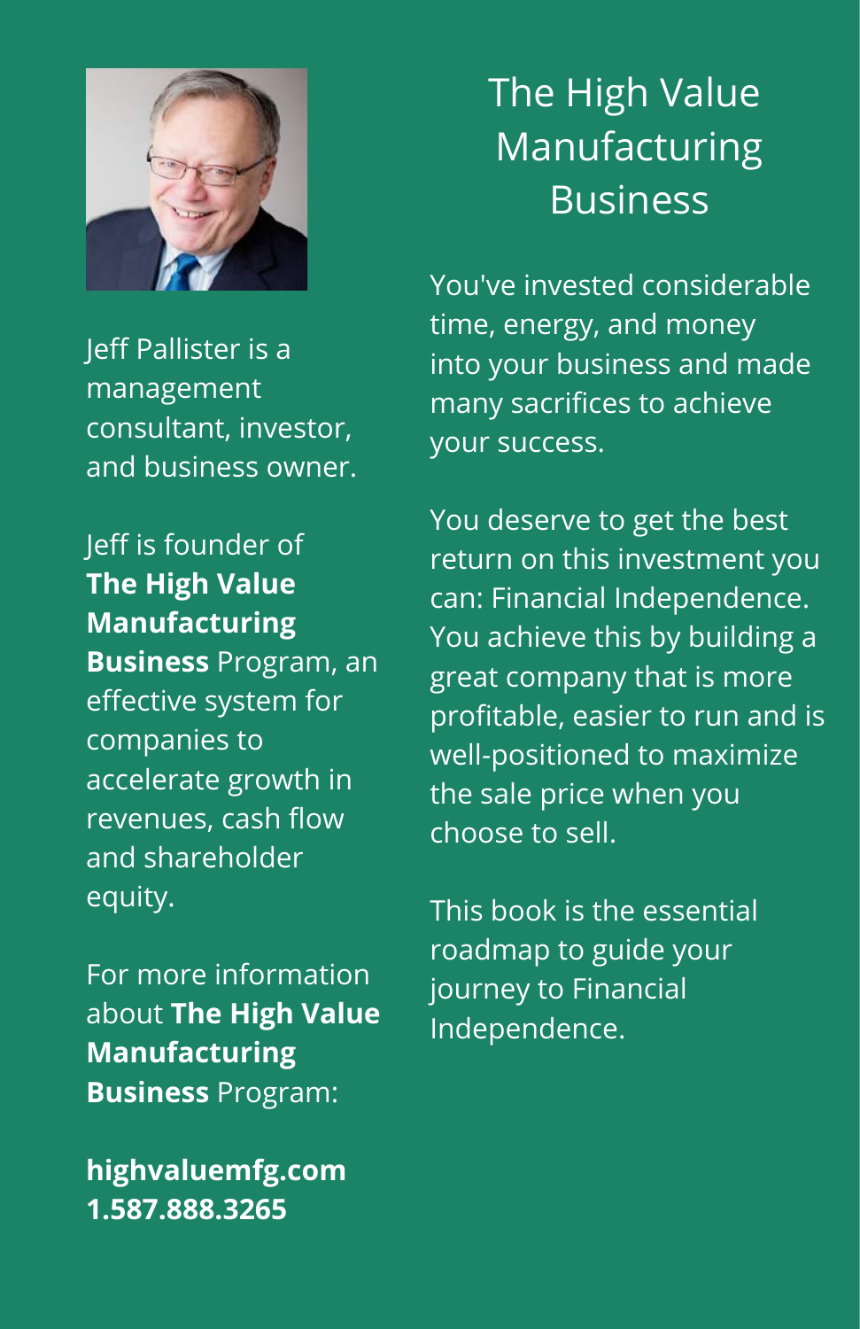# The High Value Manufacturing Business

You've invested considerable time, energy, and money into your business and made many sacrifices to achieve your success.

You deserve to get the best return on this investment you can: Financial Independence. You achieve this by building a great company that is more profitable, easier to run and is well-positioned to maximize the sale price when you choose to sell.

This book is the essential roadmap to guide your journey to Financial Independence.

Jeff Pallister is a management consultant, investor, and business owner.

Jeff is founder of **The High Value Manufacturing Business** Program, an effective system for companies to accelerate growth in revenues, cash flow and shareholder equity.

For more information about **The High Value Manufacturing Business** Program:

**highvaluemfg.com**
**1.587.888.3265**